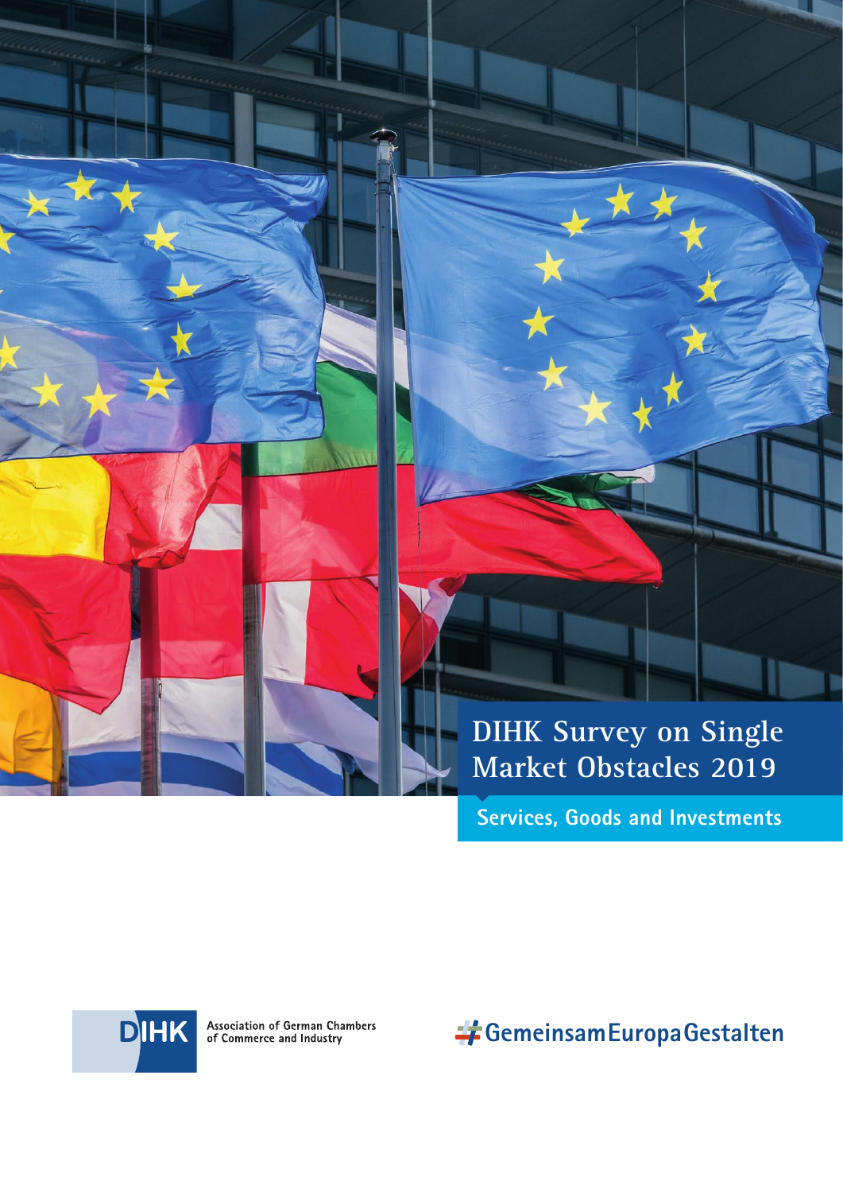# DIHK Survey on Single Market Obstacles 2019

## Services, Goods and Investments

DIHK Association of German Chambers of Commerce and Industry

#GemeinsamEuropaGestalten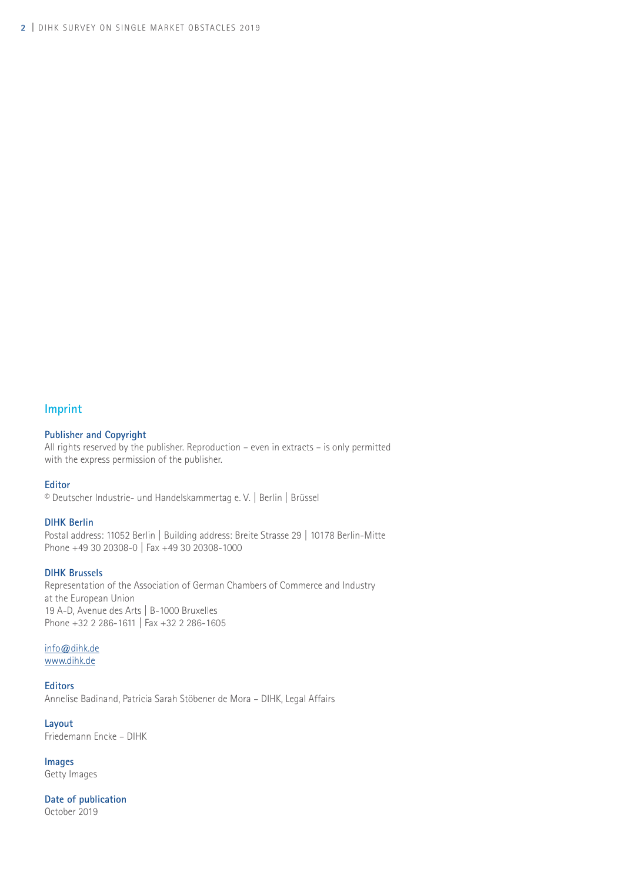## Imprint

**Publisher and Copyright**

All rights reserved by the publisher. Reproduction – even in extracts – is only permitted with the express permission of the publisher.

**Editor**

© Deutscher Industrie- und Handelskammertag e. V. | Berlin | Brüssel

**DIHK Berlin**

Postal address: 11052 Berlin | Building address: Breite Strasse 29 | 10178 Berlin-Mitte
Phone +49 30 20308-0 | Fax +49 30 20308-1000

**DIHK Brussels**

Representation of the Association of German Chambers of Commerce and Industry at the European Union
19 A-D, Avenue des Arts | B-1000 Bruxelles
Phone +32 2 286-1611 | Fax +32 2 286-1605

info@dihk.de
www.dihk.de

**Editors**

Annelise Badinand, Patricia Sarah Stöbener de Mora – DIHK, Legal Affairs

**Layout**

Friedemann Encke – DIHK

**Images**

Getty Images

**Date of publication**

October 2019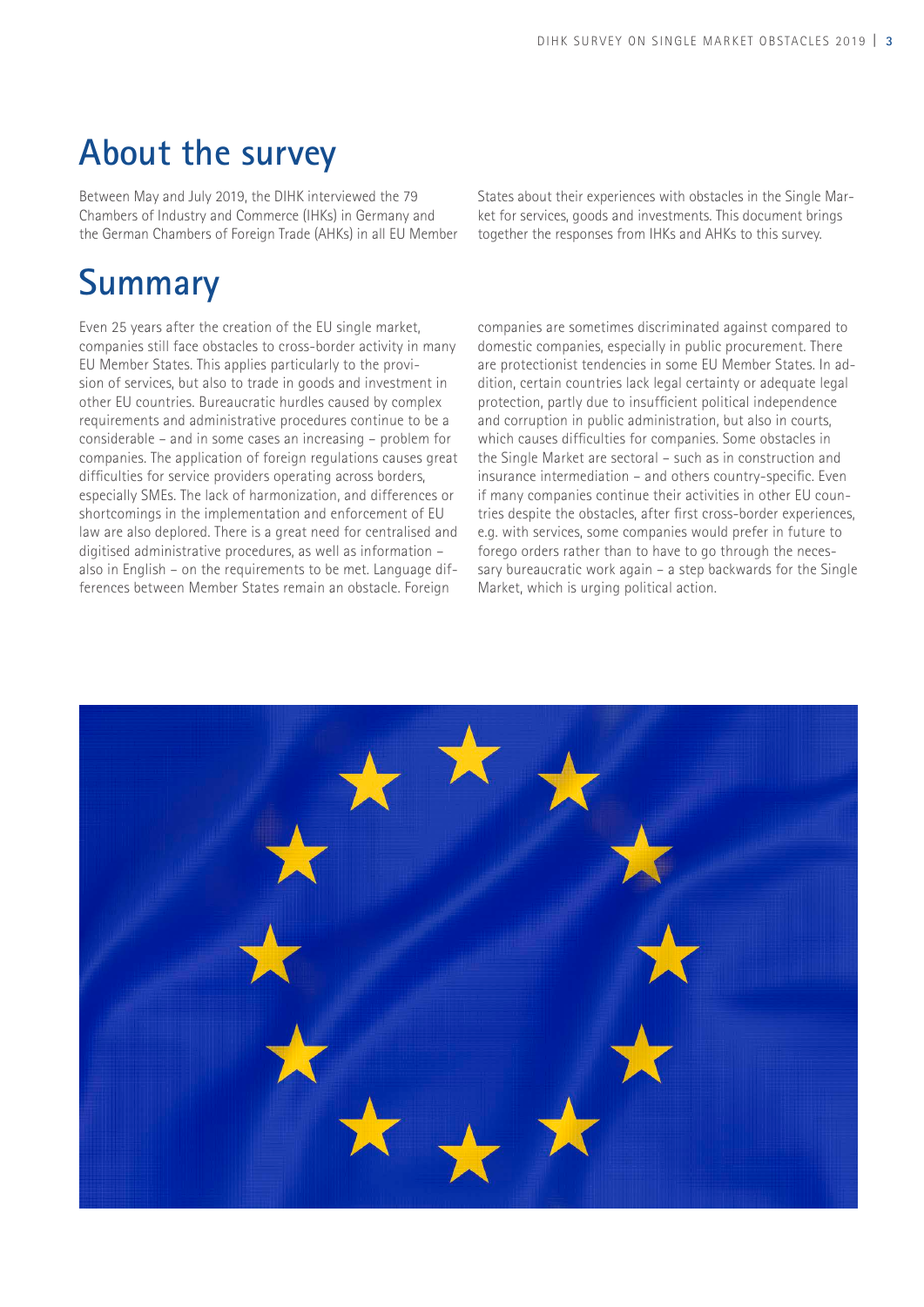# About the survey

Between May and July 2019, the DIHK interviewed the 79 Chambers of Industry and Commerce (IHKs) in Germany and the German Chambers of Foreign Trade (AHKs) in all EU Member States about their experiences with obstacles in the Single Market for services, goods and investments. This document brings together the responses from IHKs and AHKs to this survey.

# Summary

Even 25 years after the creation of the EU single market, companies still face obstacles to cross-border activity in many EU Member States. This applies particularly to the provision of services, but also to trade in goods and investment in other EU countries. Bureaucratic hurdles caused by complex requirements and administrative procedures continue to be a considerable – and in some cases an increasing – problem for companies. The application of foreign regulations causes great difficulties for service providers operating across borders, especially SMEs. The lack of harmonization, and differences or shortcomings in the implementation and enforcement of EU law are also deplored. There is a great need for centralised and digitised administrative procedures, as well as information – also in English – on the requirements to be met. Language differences between Member States remain an obstacle. Foreign companies are sometimes discriminated against compared to domestic companies, especially in public procurement. There are protectionist tendencies in some EU Member States. In addition, certain countries lack legal certainty or adequate legal protection, partly due to insufficient political independence and corruption in public administration, but also in courts, which causes difficulties for companies. Some obstacles in the Single Market are sectoral – such as in construction and insurance intermediation – and others country-specific. Even if many companies continue their activities in other EU countries despite the obstacles, after first cross-border experiences, e.g. with services, some companies would prefer in future to forego orders rather than to have to go through the necessary bureaucratic work again – a step backwards for the Single Market, which is urging political action.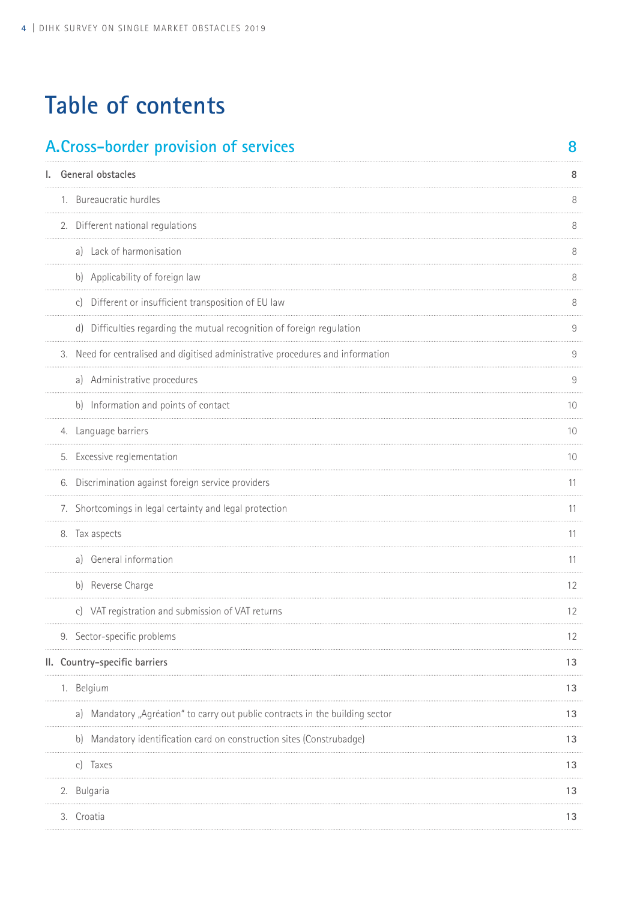# Table of contents

| | |
|---|---|
| **A. Cross-border provision of services** | **8** |
| **I. General obstacles** | **8** |
| 1. Bureaucratic hurdles | 8 |
| 2. Different national regulations | 8 |
| a) Lack of harmonisation | 8 |
| b) Applicability of foreign law | 8 |
| c) Different or insufficient transposition of EU law | 8 |
| d) Difficulties regarding the mutual recognition of foreign regulation | 9 |
| 3. Need for centralised and digitised administrative procedures and information | 9 |
| a) Administrative procedures | 9 |
| b) Information and points of contact | 10 |
| 4. Language barriers | 10 |
| 5. Excessive reglementation | 10 |
| 6. Discrimination against foreign service providers | 11 |
| 7. Shortcomings in legal certainty and legal protection | 11 |
| 8. Tax aspects | 11 |
| a) General information | 11 |
| b) Reverse Charge | 12 |
| c) VAT registration and submission of VAT returns | 12 |
| 9. Sector-specific problems | 12 |
| **II. Country-specific barriers** | **13** |
| 1. Belgium | 13 |
| a) Mandatory „Agréation" to carry out public contracts in the building sector | 13 |
| b) Mandatory identification card on construction sites (Construbadge) | 13 |
| c) Taxes | 13 |
| 2. Bulgaria | 13 |
| 3. Croatia | 13 |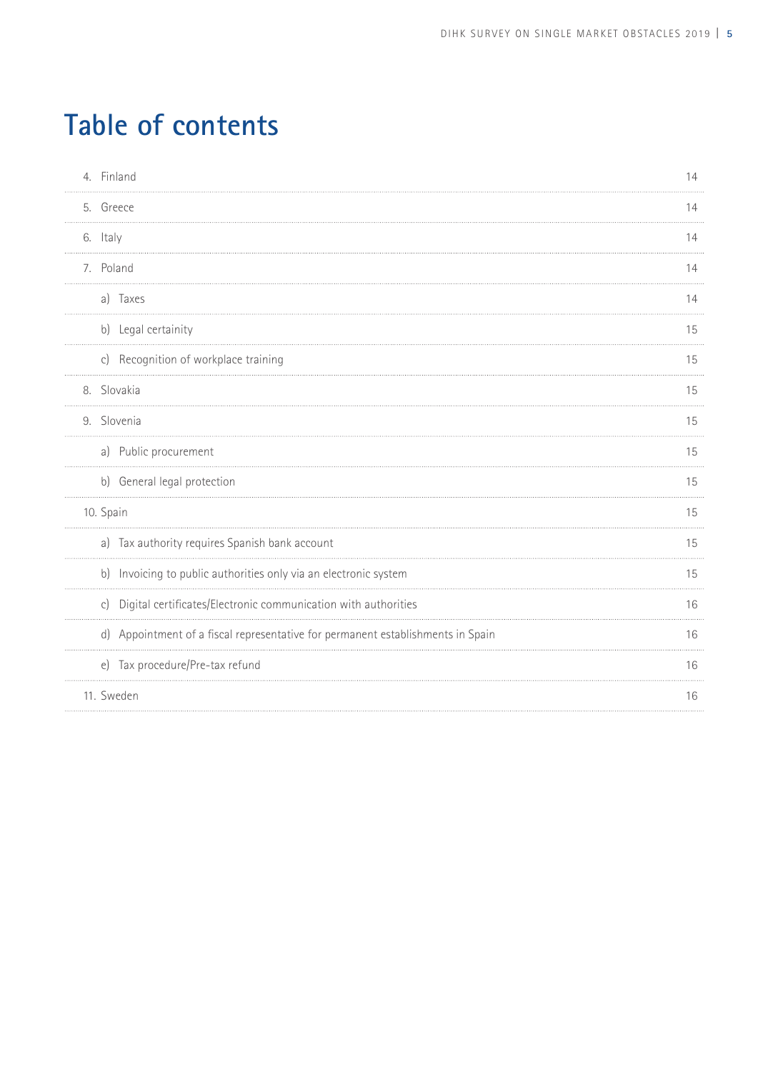# Table of contents

| | |
|---|---|
| 4. Finland | 14 |
| 5. Greece | 14 |
| 6. Italy | 14 |
| 7. Poland | 14 |
| a) Taxes | 14 |
| b) Legal certainity | 15 |
| c) Recognition of workplace training | 15 |
| 8. Slovakia | 15 |
| 9. Slovenia | 15 |
| a) Public procurement | 15 |
| b) General legal protection | 15 |
| 10. Spain | 15 |
| a) Tax authority requires Spanish bank account | 15 |
| b) Invoicing to public authorities only via an electronic system | 15 |
| c) Digital certificates/Electronic communication with authorities | 16 |
| d) Appointment of a fiscal representative for permanent establishments in Spain | 16 |
| e) Tax procedure/Pre-tax refund | 16 |
| 11. Sweden | 16 |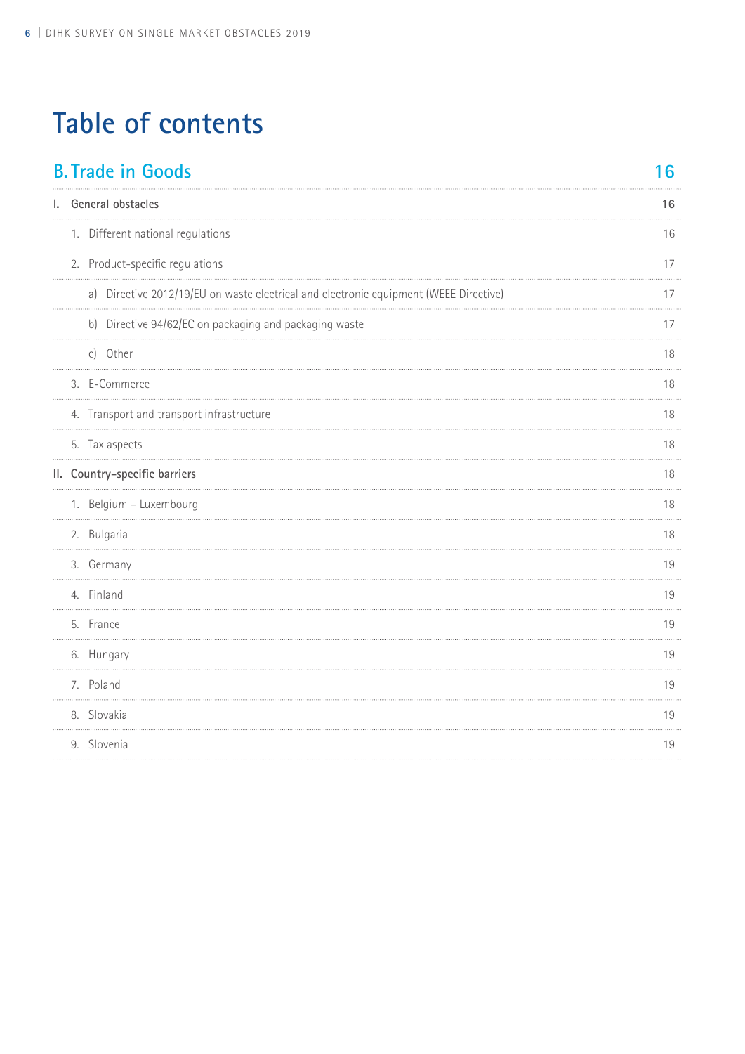# Table of contents

| B. Trade in Goods | 16 |
|---|---|
| **I. General obstacles** | **16** |
| 1. Different national regulations | 16 |
| 2. Product-specific regulations | 17 |
| a) Directive 2012/19/EU on waste electrical and electronic equipment (WEEE Directive) | 17 |
| b) Directive 94/62/EC on packaging and packaging waste | 17 |
| c) Other | 18 |
| 3. E-Commerce | 18 |
| 4. Transport and transport infrastructure | 18 |
| 5. Tax aspects | 18 |
| **II. Country-specific barriers** | 18 |
| 1. Belgium – Luxembourg | 18 |
| 2. Bulgaria | 18 |
| 3. Germany | 19 |
| 4. Finland | 19 |
| 5. France | 19 |
| 6. Hungary | 19 |
| 7. Poland | 19 |
| 8. Slovakia | 19 |
| 9. Slovenia | 19 |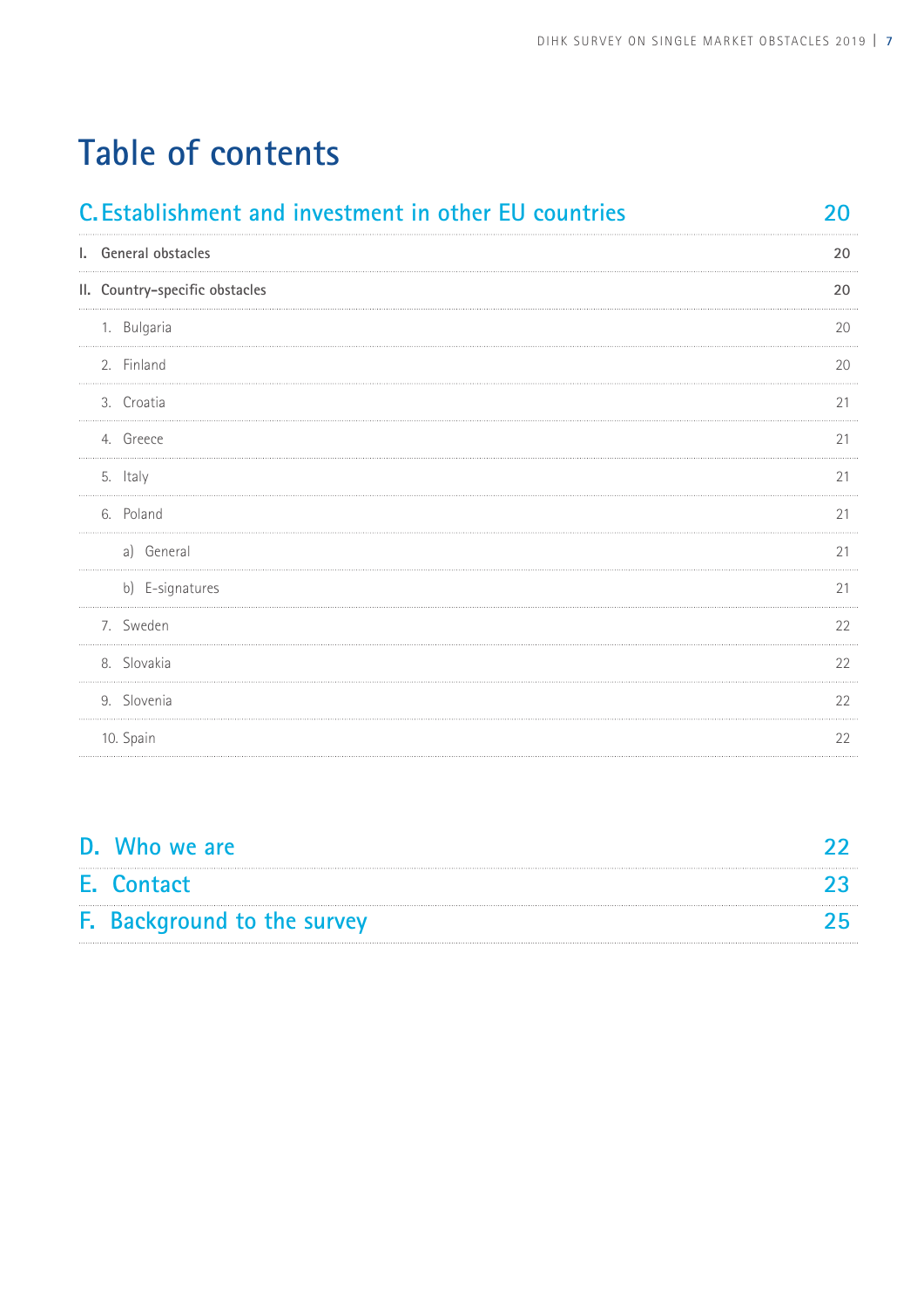# Table of contents

| | |
|---|---|
| **C. Establishment and investment in other EU countries** | **20** |
| **I. General obstacles** | **20** |
| **II. Country-specific obstacles** | **20** |
| 1. Bulgaria | 20 |
| 2. Finland | 20 |
| 3. Croatia | 21 |
| 4. Greece | 21 |
| 5. Italy | 21 |
| 6. Poland | 21 |
| a) General | 21 |
| b) E-signatures | 21 |
| 7. Sweden | 22 |
| 8. Slovakia | 22 |
| 9. Slovenia | 22 |
| 10. Spain | 22 |

| | |
|---|---|
| **D. Who we are** | **22** |
| **E. Contact** | **23** |
| **F. Background to the survey** | **25** |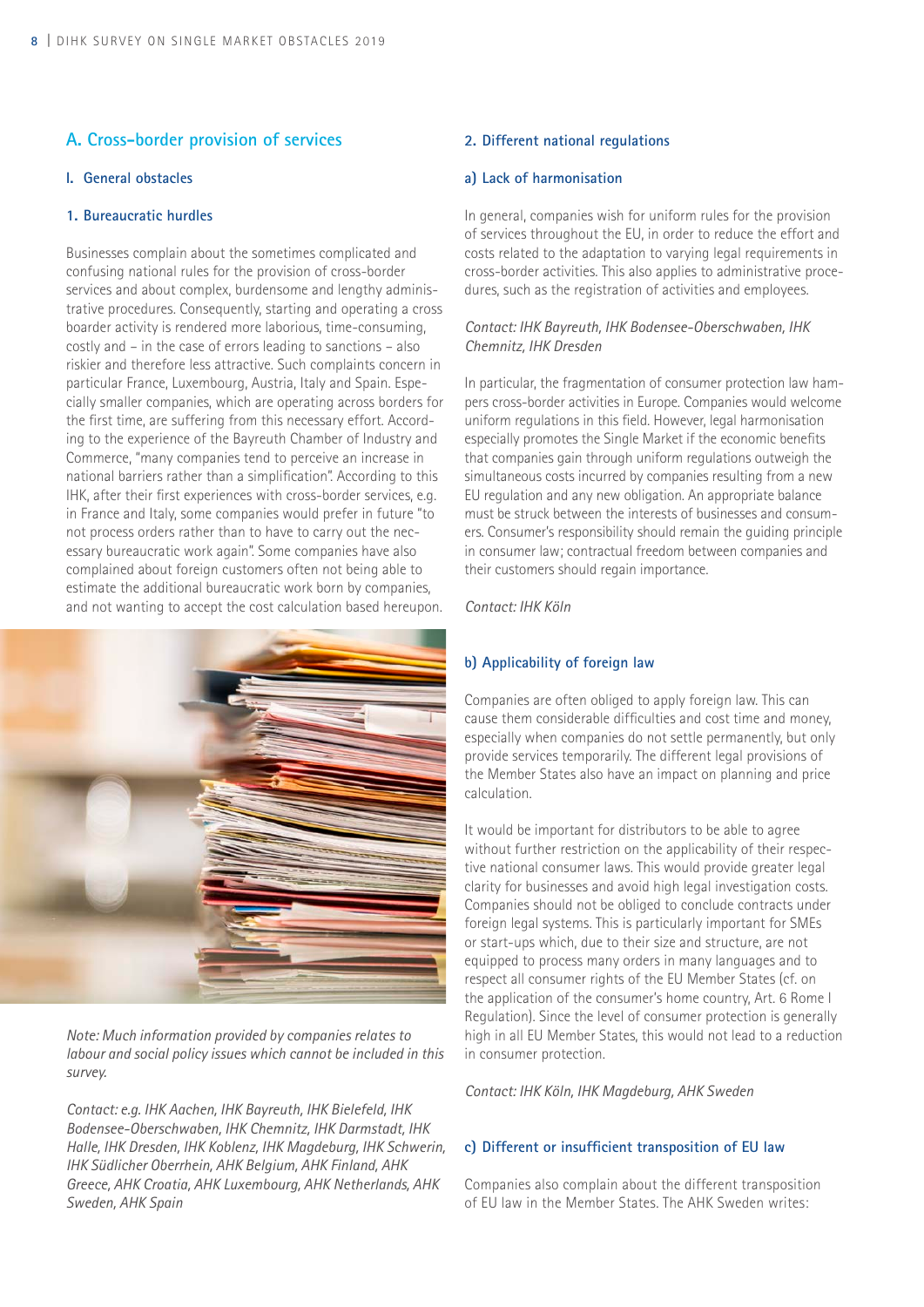## A. Cross-border provision of services

### I. General obstacles

#### 1. Bureaucratic hurdles

Businesses complain about the sometimes complicated and confusing national rules for the provision of cross-border services and about complex, burdensome and lengthy administrative procedures. Consequently, starting and operating a cross boarder activity is rendered more laborious, time-consuming, costly and – in the case of errors leading to sanctions – also riskier and therefore less attractive. Such complaints concern in particular France, Luxembourg, Austria, Italy and Spain. Especially smaller companies, which are operating across borders for the first time, are suffering from this necessary effort. According to the experience of the Bayreuth Chamber of Industry and Commerce, "many companies tend to perceive an increase in national barriers rather than a simplification". According to this IHK, after their first experiences with cross-border services, e.g. in France and Italy, some companies would prefer in future "to not process orders rather than to have to carry out the necessary bureaucratic work again". Some companies have also complained about foreign customers often not being able to estimate the additional bureaucratic work born by companies, and not wanting to accept the cost calculation based hereupon.

*Note: Much information provided by companies relates to labour and social policy issues which cannot be included in this survey.*

*Contact: e.g. IHK Aachen, IHK Bayreuth, IHK Bielefeld, IHK Bodensee-Oberschwaben, IHK Chemnitz, IHK Darmstadt, IHK Halle, IHK Dresden, IHK Koblenz, IHK Magdeburg, IHK Schwerin, IHK Südlicher Oberrhein, AHK Belgium, AHK Finland, AHK Greece, AHK Croatia, AHK Luxembourg, AHK Netherlands, AHK Sweden, AHK Spain*

#### 2. Different national regulations

##### a) Lack of harmonisation

In general, companies wish for uniform rules for the provision of services throughout the EU, in order to reduce the effort and costs related to the adaptation to varying legal requirements in cross-border activities. This also applies to administrative procedures, such as the registration of activities and employees.

*Contact: IHK Bayreuth, IHK Bodensee-Oberschwaben, IHK Chemnitz, IHK Dresden*

In particular, the fragmentation of consumer protection law hampers cross-border activities in Europe. Companies would welcome uniform regulations in this field. However, legal harmonisation especially promotes the Single Market if the economic benefits that companies gain through uniform regulations outweigh the simultaneous costs incurred by companies resulting from a new EU regulation and any new obligation. An appropriate balance must be struck between the interests of businesses and consumers. Consumer's responsibility should remain the guiding principle in consumer law; contractual freedom between companies and their customers should regain importance.

*Contact: IHK Köln*

##### b) Applicability of foreign law

Companies are often obliged to apply foreign law. This can cause them considerable difficulties and cost time and money, especially when companies do not settle permanently, but only provide services temporarily. The different legal provisions of the Member States also have an impact on planning and price calculation.

It would be important for distributors to be able to agree without further restriction on the applicability of their respective national consumer laws. This would provide greater legal clarity for businesses and avoid high legal investigation costs. Companies should not be obliged to conclude contracts under foreign legal systems. This is particularly important for SMEs or start-ups which, due to their size and structure, are not equipped to process many orders in many languages and to respect all consumer rights of the EU Member States (cf. on the application of the consumer's home country, Art. 6 Rome I Regulation). Since the level of consumer protection is generally high in all EU Member States, this would not lead to a reduction in consumer protection.

*Contact: IHK Köln, IHK Magdeburg, AHK Sweden*

##### c) Different or insufficient transposition of EU law

Companies also complain about the different transposition of EU law in the Member States. The AHK Sweden writes: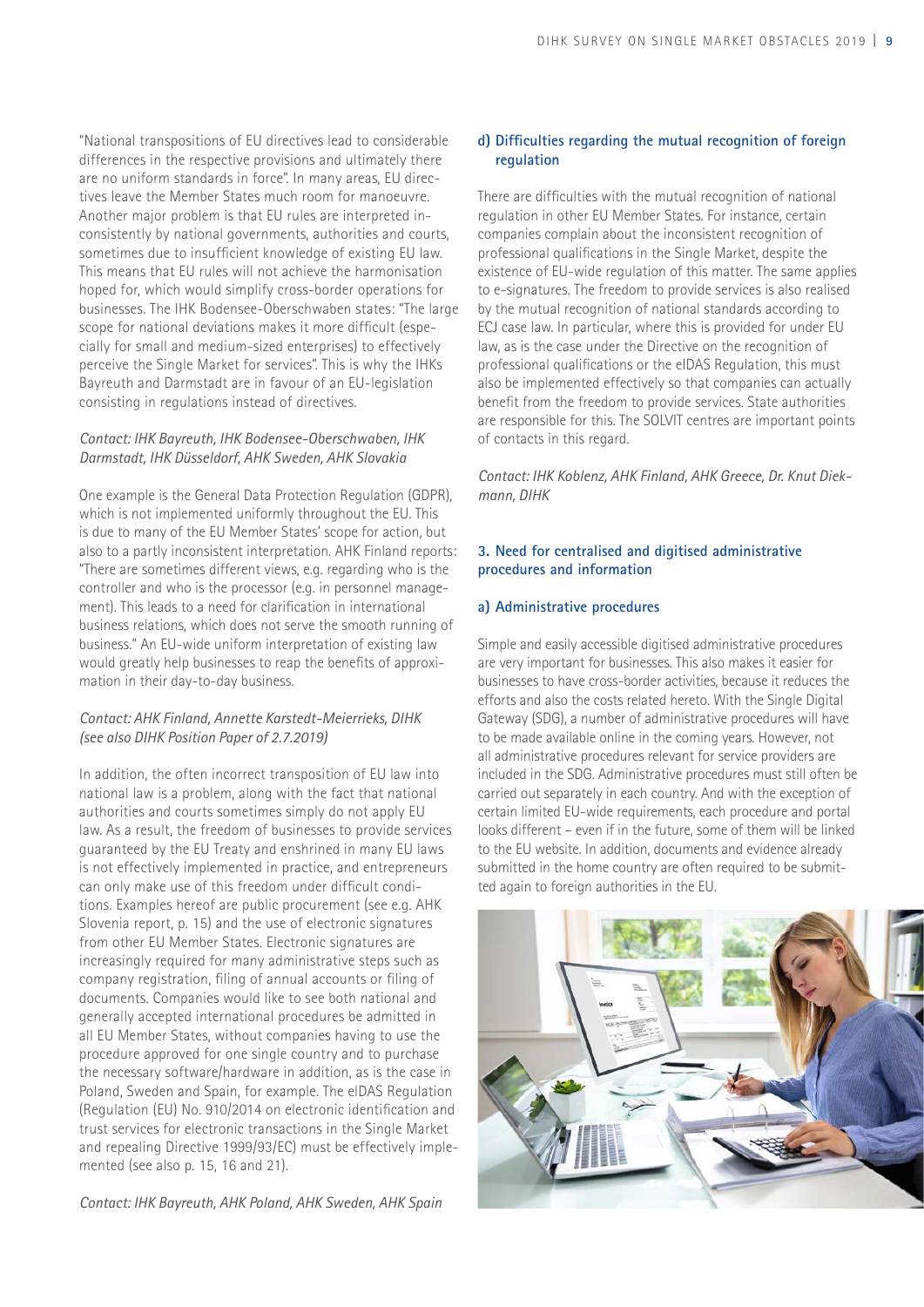"National transpositions of EU directives lead to considerable differences in the respective provisions and ultimately there are no uniform standards in force". In many areas, EU directives leave the Member States much room for manoeuvre. Another major problem is that EU rules are interpreted inconsistently by national governments, authorities and courts, sometimes due to insufficient knowledge of existing EU law. This means that EU rules will not achieve the harmonisation hoped for, which would simplify cross-border operations for businesses. The IHK Bodensee-Oberschwaben states: "The large scope for national deviations makes it more difficult (especially for small and medium-sized enterprises) to effectively perceive the Single Market for services". This is why the IHKs Bayreuth and Darmstadt are in favour of an EU-legislation consisting in regulations instead of directives.

*Contact: IHK Bayreuth, IHK Bodensee-Oberschwaben, IHK Darmstadt, IHK Düsseldorf, AHK Sweden, AHK Slovakia*

One example is the General Data Protection Regulation (GDPR), which is not implemented uniformly throughout the EU. This is due to many of the EU Member States' scope for action, but also to a partly inconsistent interpretation. AHK Finland reports: "There are sometimes different views, e.g. regarding who is the controller and who is the processor (e.g. in personnel management). This leads to a need for clarification in international business relations, which does not serve the smooth running of business." An EU-wide uniform interpretation of existing law would greatly help businesses to reap the benefits of approximation in their day-to-day business.

*Contact: AHK Finland, Annette Karstedt-Meierrieks, DIHK (see also DIHK Position Paper of 2.7.2019)*

In addition, the often incorrect transposition of EU law into national law is a problem, along with the fact that national authorities and courts sometimes simply do not apply EU law. As a result, the freedom of businesses to provide services guaranteed by the EU Treaty and enshrined in many EU laws is not effectively implemented in practice, and entrepreneurs can only make use of this freedom under difficult conditions. Examples hereof are public procurement (see e.g. AHK Slovenia report, p. 15) and the use of electronic signatures from other EU Member States. Electronic signatures are increasingly required for many administrative steps such as company registration, filing of annual accounts or filing of documents. Companies would like to see both national and generally accepted international procedures be admitted in all EU Member States, without companies having to use the procedure approved for one single country and to purchase the necessary software/hardware in addition, as is the case in Poland, Sweden and Spain, for example. The eIDAS Regulation (Regulation (EU) No. 910/2014 on electronic identification and trust services for electronic transactions in the Single Market and repealing Directive 1999/93/EC) must be effectively implemented (see also p. 15, 16 and 21).

*Contact: IHK Bayreuth, AHK Poland, AHK Sweden, AHK Spain*

### d) Difficulties regarding the mutual recognition of foreign regulation

There are difficulties with the mutual recognition of national regulation in other EU Member States. For instance, certain companies complain about the inconsistent recognition of professional qualifications in the Single Market, despite the existence of EU-wide regulation of this matter. The same applies to e-signatures. The freedom to provide services is also realised by the mutual recognition of national standards according to ECJ case law. In particular, where this is provided for under EU law, as is the case under the Directive on the recognition of professional qualifications or the eIDAS Regulation, this must also be implemented effectively so that companies can actually benefit from the freedom to provide services. State authorities are responsible for this. The SOLVIT centres are important points of contacts in this regard.

*Contact: IHK Koblenz, AHK Finland, AHK Greece, Dr. Knut Diekmann, DIHK*

## 3. Need for centralised and digitised administrative procedures and information

### a) Administrative procedures

Simple and easily accessible digitised administrative procedures are very important for businesses. This also makes it easier for businesses to have cross-border activities, because it reduces the efforts and also the costs related hereto. With the Single Digital Gateway (SDG), a number of administrative procedures will have to be made available online in the coming years. However, not all administrative procedures relevant for service providers are included in the SDG. Administrative procedures must still often be carried out separately in each country. And with the exception of certain limited EU-wide requirements, each procedure and portal looks different – even if in the future, some of them will be linked to the EU website. In addition, documents and evidence already submitted in the home country are often required to be submitted again to foreign authorities in the EU.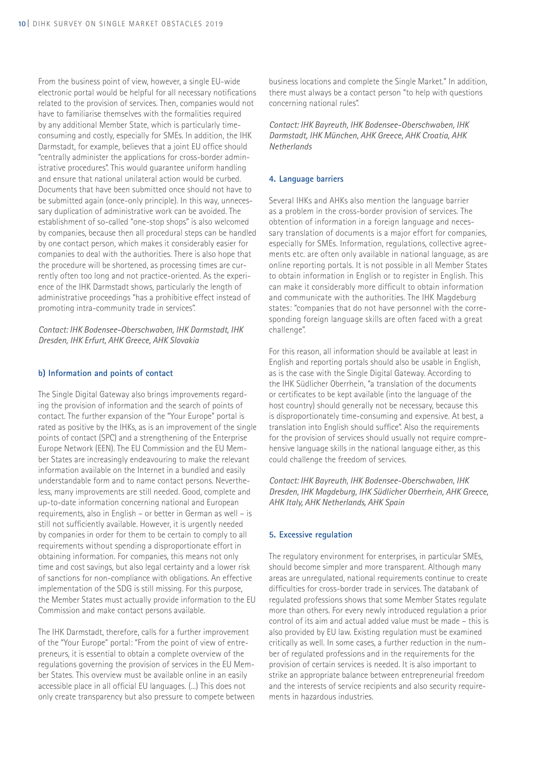From the business point of view, however, a single EU-wide electronic portal would be helpful for all necessary notifications related to the provision of services. Then, companies would not have to familiarise themselves with the formalities required by any additional Member State, which is particularly time-consuming and costly, especially for SMEs. In addition, the IHK Darmstadt, for example, believes that a joint EU office should "centrally administer the applications for cross-border administrative procedures". This would guarantee uniform handling and ensure that national unilateral action would be curbed. Documents that have been submitted once should not have to be submitted again (once-only principle). In this way, unnecessary duplication of administrative work can be avoided. The establishment of so-called "one-stop shops" is also welcomed by companies, because then all procedural steps can be handled by one contact person, which makes it considerably easier for companies to deal with the authorities. There is also hope that the procedure will be shortened, as processing times are currently often too long and not practice-oriented. As the experience of the IHK Darmstadt shows, particularly the length of administrative proceedings "has a prohibitive effect instead of promoting intra-community trade in services".

*Contact: IHK Bodensee-Oberschwaben, IHK Darmstadt, IHK Dresden, IHK Erfurt, AHK Greece, AHK Slovakia*

### b) Information and points of contact

The Single Digital Gateway also brings improvements regarding the provision of information and the search of points of contact. The further expansion of the "Your Europe" portal is rated as positive by the IHKs, as is an improvement of the single points of contact (SPC) and a strengthening of the Enterprise Europe Network (EEN). The EU Commission and the EU Member States are increasingly endeavouring to make the relevant information available on the Internet in a bundled and easily understandable form and to name contact persons. Nevertheless, many improvements are still needed. Good, complete and up-to-date information concerning national and European requirements, also in English – or better in German as well – is still not sufficiently available. However, it is urgently needed by companies in order for them to be certain to comply to all requirements without spending a disproportionate effort in obtaining information. For companies, this means not only time and cost savings, but also legal certainty and a lower risk of sanctions for non-compliance with obligations. An effective implementation of the SDG is still missing. For this purpose, the Member States must actually provide information to the EU Commission and make contact persons available.

The IHK Darmstadt, therefore, calls for a further improvement of the "Your Europe" portal: "From the point of view of entrepreneurs, it is essential to obtain a complete overview of the regulations governing the provision of services in the EU Member States. This overview must be available online in an easily accessible place in all official EU languages. (...) This does not only create transparency but also pressure to compete between business locations and complete the Single Market." In addition, there must always be a contact person "to help with questions concerning national rules".

*Contact: IHK Bayreuth, IHK Bodensee-Oberschwaben, IHK Darmstadt, IHK München, AHK Greece, AHK Croatia, AHK Netherlands*

### 4. Language barriers

Several IHKs and AHKs also mention the language barrier as a problem in the cross-border provision of services. The obtention of information in a foreign language and necessary translation of documents is a major effort for companies, especially for SMEs. Information, regulations, collective agreements etc. are often only available in national language, as are online reporting portals. It is not possible in all Member States to obtain information in English or to register in English. This can make it considerably more difficult to obtain information and communicate with the authorities. The IHK Magdeburg states: "companies that do not have personnel with the corresponding foreign language skills are often faced with a great challenge".

For this reason, all information should be available at least in English and reporting portals should also be usable in English, as is the case with the Single Digital Gateway. According to the IHK Südlicher Oberrhein, "a translation of the documents or certificates to be kept available (into the language of the host country) should generally not be necessary, because this is disproportionately time-consuming and expensive. At best, a translation into English should suffice". Also the requirements for the provision of services should usually not require comprehensive language skills in the national language either, as this could challenge the freedom of services.

*Contact: IHK Bayreuth, IHK Bodensee-Oberschwaben, IHK Dresden, IHK Magdeburg, IHK Südlicher Oberrhein, AHK Greece, AHK Italy, AHK Netherlands, AHK Spain*

### 5. Excessive regulation

The regulatory environment for enterprises, in particular SMEs, should become simpler and more transparent. Although many areas are unregulated, national requirements continue to create difficulties for cross-border trade in services. The databank of regulated professions shows that some Member States regulate more than others. For every newly introduced regulation a prior control of its aim and actual added value must be made – this is also provided by EU law. Existing regulation must be examined critically as well. In some cases, a further reduction in the number of regulated professions and in the requirements for the provision of certain services is needed. It is also important to strike an appropriate balance between entrepreneurial freedom and the interests of service recipients and also security requirements in hazardous industries.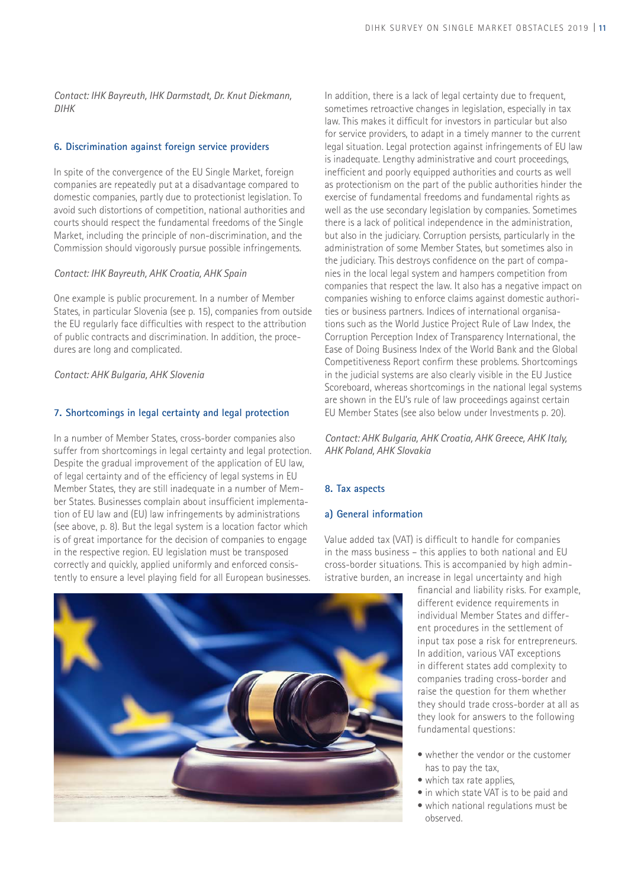*Contact: IHK Bayreuth, IHK Darmstadt, Dr. Knut Diekmann, DIHK*

### 6. Discrimination against foreign service providers

In spite of the convergence of the EU Single Market, foreign companies are repeatedly put at a disadvantage compared to domestic companies, partly due to protectionist legislation. To avoid such distortions of competition, national authorities and courts should respect the fundamental freedoms of the Single Market, including the principle of non-discrimination, and the Commission should vigorously pursue possible infringements.

*Contact: IHK Bayreuth, AHK Croatia, AHK Spain*

One example is public procurement. In a number of Member States, in particular Slovenia (see p. 15), companies from outside the EU regularly face difficulties with respect to the attribution of public contracts and discrimination. In addition, the procedures are long and complicated.

*Contact: AHK Bulgaria, AHK Slovenia*

### 7. Shortcomings in legal certainty and legal protection

In a number of Member States, cross-border companies also suffer from shortcomings in legal certainty and legal protection. Despite the gradual improvement of the application of EU law, of legal certainty and of the efficiency of legal systems in EU Member States, they are still inadequate in a number of Member States. Businesses complain about insufficient implementation of EU law and (EU) law infringements by administrations (see above, p. 8). But the legal system is a location factor which is of great importance for the decision of companies to engage in the respective region. EU legislation must be transposed correctly and quickly, applied uniformly and enforced consistently to ensure a level playing field for all European businesses.

In addition, there is a lack of legal certainty due to frequent, sometimes retroactive changes in legislation, especially in tax law. This makes it difficult for investors in particular but also for service providers, to adapt in a timely manner to the current legal situation. Legal protection against infringements of EU law is inadequate. Lengthy administrative and court proceedings, inefficient and poorly equipped authorities and courts as well as protectionism on the part of the public authorities hinder the exercise of fundamental freedoms and fundamental rights as well as the use secondary legislation by companies. Sometimes there is a lack of political independence in the administration, but also in the judiciary. Corruption persists, particularly in the administration of some Member States, but sometimes also in the judiciary. This destroys confidence on the part of companies in the local legal system and hampers competition from companies that respect the law. It also has a negative impact on companies wishing to enforce claims against domestic authorities or business partners. Indices of international organisations such as the World Justice Project Rule of Law Index, the Corruption Perception Index of Transparency International, the Ease of Doing Business Index of the World Bank and the Global Competitiveness Report confirm these problems. Shortcomings in the judicial systems are also clearly visible in the EU Justice Scoreboard, whereas shortcomings in the national legal systems are shown in the EU's rule of law proceedings against certain EU Member States (see also below under Investments p. 20).

*Contact: AHK Bulgaria, AHK Croatia, AHK Greece, AHK Italy, AHK Poland, AHK Slovakia*

### 8. Tax aspects

#### a) General information

Value added tax (VAT) is difficult to handle for companies in the mass business – this applies to both national and EU cross-border situations. This is accompanied by high administrative burden, an increase in legal uncertainty and high financial and liability risks. For example, different evidence requirements in individual Member States and different procedures in the settlement of input tax pose a risk for entrepreneurs. In addition, various VAT exceptions in different states add complexity to companies trading cross-border and raise the question for them whether they should trade cross-border at all as they look for answers to the following fundamental questions:

- whether the vendor or the customer has to pay the tax,
- which tax rate applies,
- in which state VAT is to be paid and
- which national regulations must be observed.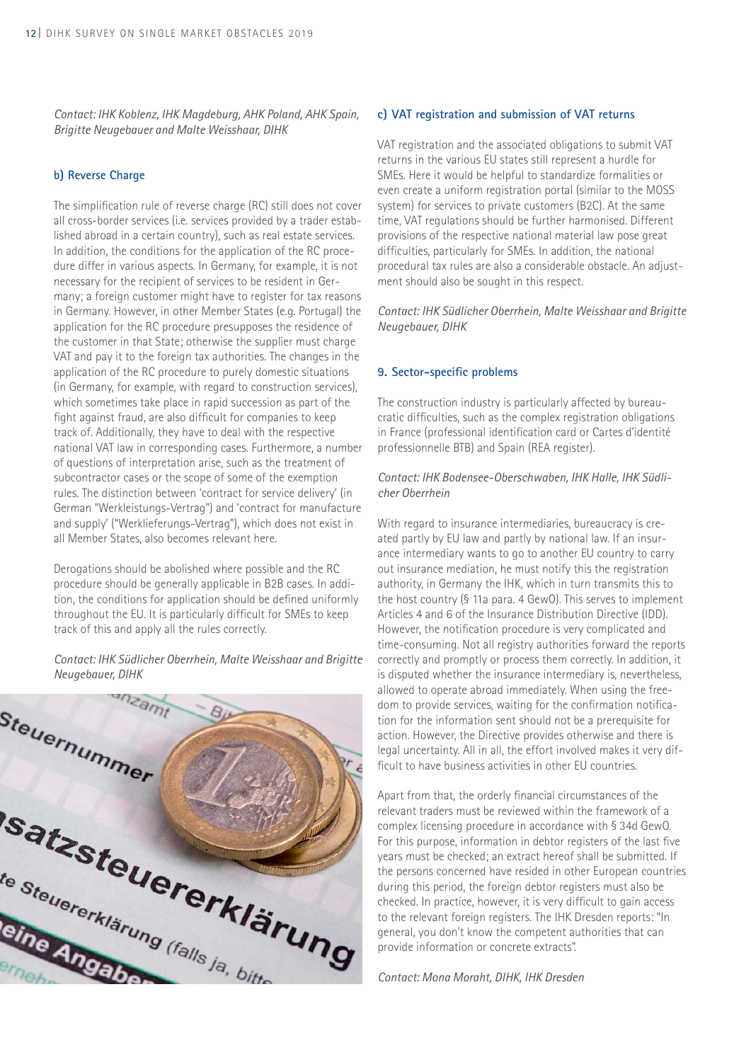*Contact: IHK Koblenz, IHK Magdeburg, AHK Poland, AHK Spain, Brigitte Neugebauer and Malte Weisshaar, DIHK*

### b) Reverse Charge

The simplification rule of reverse charge (RC) still does not cover all cross-border services (i.e. services provided by a trader established abroad in a certain country), such as real estate services. In addition, the conditions for the application of the RC procedure differ in various aspects. In Germany, for example, it is not necessary for the recipient of services to be resident in Germany; a foreign customer might have to register for tax reasons in Germany. However, in other Member States (e.g. Portugal) the application for the RC procedure presupposes the residence of the customer in that State; otherwise the supplier must charge VAT and pay it to the foreign tax authorities. The changes in the application of the RC procedure to purely domestic situations (in Germany, for example, with regard to construction services), which sometimes take place in rapid succession as part of the fight against fraud, are also difficult for companies to keep track of. Additionally, they have to deal with the respective national VAT law in corresponding cases. Furthermore, a number of questions of interpretation arise, such as the treatment of subcontractor cases or the scope of some of the exemption rules. The distinction between 'contract for service delivery' (in German "Werkleistungs-Vertrag") and 'contract for manufacture and supply' ("Werklieferungs-Vertrag"), which does not exist in all Member States, also becomes relevant here.

Derogations should be abolished where possible and the RC procedure should be generally applicable in B2B cases. In addition, the conditions for application should be defined uniformly throughout the EU. It is particularly difficult for SMEs to keep track of this and apply all the rules correctly.

*Contact: IHK Südlicher Oberrhein, Malte Weisshaar and Brigitte Neugebauer, DIHK*

### c) VAT registration and submission of VAT returns

VAT registration and the associated obligations to submit VAT returns in the various EU states still represent a hurdle for SMEs. Here it would be helpful to standardize formalities or even create a uniform registration portal (similar to the MOSS system) for services to private customers (B2C). At the same time, VAT regulations should be further harmonised. Different provisions of the respective national material law pose great difficulties, particularly for SMEs. In addition, the national procedural tax rules are also a considerable obstacle. An adjustment should also be sought in this respect.

*Contact: IHK Südlicher Oberrhein, Malte Weisshaar and Brigitte Neugebauer, DIHK*

## 9. Sector-specific problems

The construction industry is particularly affected by bureaucratic difficulties, such as the complex registration obligations in France (professional identification card or Cartes d'identité professionnelle BTB) and Spain (REA register).

*Contact: IHK Bodensee-Oberschwaben, IHK Halle, IHK Südlicher Oberrhein*

With regard to insurance intermediaries, bureaucracy is created partly by EU law and partly by national law. If an insurance intermediary wants to go to another EU country to carry out insurance mediation, he must notify this the registration authority, in Germany the IHK, which in turn transmits this to the host country (§ 11a para. 4 GewO). This serves to implement Articles 4 and 6 of the Insurance Distribution Directive (IDD). However, the notification procedure is very complicated and time-consuming. Not all registry authorities forward the reports correctly and promptly or process them correctly. In addition, it is disputed whether the insurance intermediary is, nevertheless, allowed to operate abroad immediately. When using the freedom to provide services, waiting for the confirmation notification for the information sent should not be a prerequisite for action. However, the Directive provides otherwise and there is legal uncertainty. All in all, the effort involved makes it very difficult to have business activities in other EU countries.

Apart from that, the orderly financial circumstances of the relevant traders must be reviewed within the framework of a complex licensing procedure in accordance with § 34d GewO. For this purpose, information in debtor registers of the last five years must be checked; an extract hereof shall be submitted. If the persons concerned have resided in other European countries during this period, the foreign debtor registers must also be checked. In practice, however, it is very difficult to gain access to the relevant foreign registers. The IHK Dresden reports: "In general, you don't know the competent authorities that can provide information or concrete extracts".

*Contact: Mona Moraht, DIHK, IHK Dresden*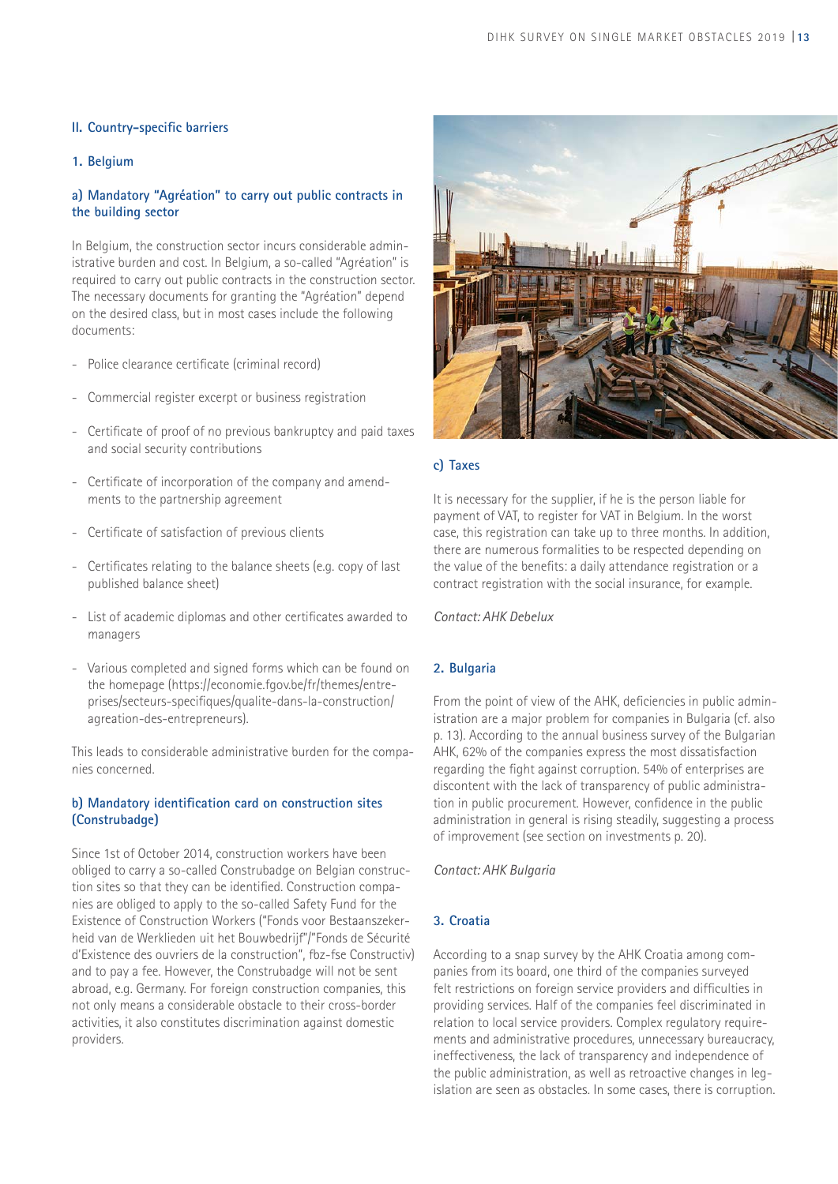## II. Country-specific barriers

### 1. Belgium

#### a) Mandatory "Agréation" to carry out public contracts in the building sector

In Belgium, the construction sector incurs considerable administrative burden and cost. In Belgium, a so-called "Agréation" is required to carry out public contracts in the construction sector. The necessary documents for granting the "Agréation" depend on the desired class, but in most cases include the following documents:

- Police clearance certificate (criminal record)
- Commercial register excerpt or business registration
- Certificate of proof of no previous bankruptcy and paid taxes and social security contributions
- Certificate of incorporation of the company and amendments to the partnership agreement
- Certificate of satisfaction of previous clients
- Certificates relating to the balance sheets (e.g. copy of last published balance sheet)
- List of academic diplomas and other certificates awarded to managers
- Various completed and signed forms which can be found on the homepage (https://economie.fgov.be/fr/themes/entreprises/secteurs-specifiques/qualite-dans-la-construction/agreation-des-entrepreneurs).

This leads to considerable administrative burden for the companies concerned.

#### b) Mandatory identification card on construction sites (Construbadge)

Since 1st of October 2014, construction workers have been obliged to carry a so-called Construbadge on Belgian construction sites so that they can be identified. Construction companies are obliged to apply to the so-called Safety Fund for the Existence of Construction Workers ("Fonds voor Bestaanszekerheid van de Werklieden uit het Bouwbedrijf"/"Fonds de Sécurité d'Existence des ouvriers de la construction", fbz-fse Constructiv) and to pay a fee. However, the Construbadge will not be sent abroad, e.g. Germany. For foreign construction companies, this not only means a considerable obstacle to their cross-border activities, it also constitutes discrimination against domestic providers.

#### c) Taxes

It is necessary for the supplier, if he is the person liable for payment of VAT, to register for VAT in Belgium. In the worst case, this registration can take up to three months. In addition, there are numerous formalities to be respected depending on the value of the benefits: a daily attendance registration or a contract registration with the social insurance, for example.

*Contact: AHK Debelux*

### 2. Bulgaria

From the point of view of the AHK, deficiencies in public administration are a major problem for companies in Bulgaria (cf. also p. 13). According to the annual business survey of the Bulgarian AHK, 62% of the companies express the most dissatisfaction regarding the fight against corruption. 54% of enterprises are discontent with the lack of transparency of public administration in public procurement. However, confidence in the public administration in general is rising steadily, suggesting a process of improvement (see section on investments p. 20).

*Contact: AHK Bulgaria*

### 3. Croatia

According to a snap survey by the AHK Croatia among companies from its board, one third of the companies surveyed felt restrictions on foreign service providers and difficulties in providing services. Half of the companies feel discriminated in relation to local service providers. Complex regulatory requirements and administrative procedures, unnecessary bureaucracy, ineffectiveness, the lack of transparency and independence of the public administration, as well as retroactive changes in legislation are seen as obstacles. In some cases, there is corruption.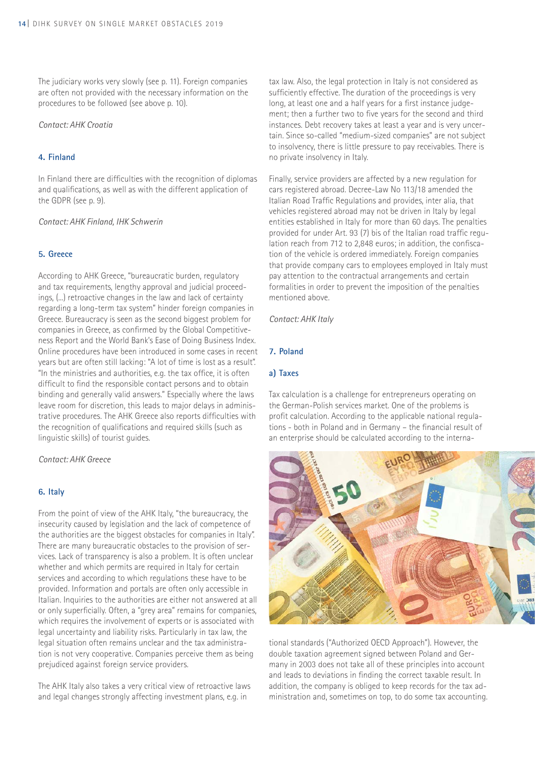The judiciary works very slowly (see p. 11). Foreign companies are often not provided with the necessary information on the procedures to be followed (see above p. 10).

*Contact: AHK Croatia*

## 4. Finland

In Finland there are difficulties with the recognition of diplomas and qualifications, as well as with the different application of the GDPR (see p. 9).

*Contact: AHK Finland, IHK Schwerin*

## 5. Greece

According to AHK Greece, "bureaucratic burden, regulatory and tax requirements, lengthy approval and judicial proceedings, (...) retroactive changes in the law and lack of certainty regarding a long-term tax system" hinder foreign companies in Greece. Bureaucracy is seen as the second biggest problem for companies in Greece, as confirmed by the Global Competitiveness Report and the World Bank's Ease of Doing Business Index. Online procedures have been introduced in some cases in recent years but are often still lacking: "A lot of time is lost as a result". "In the ministries and authorities, e.g. the tax office, it is often difficult to find the responsible contact persons and to obtain binding and generally valid answers." Especially where the laws leave room for discretion, this leads to major delays in administrative procedures. The AHK Greece also reports difficulties with the recognition of qualifications and required skills (such as linguistic skills) of tourist guides.

*Contact: AHK Greece*

## 6. Italy

From the point of view of the AHK Italy, "the bureaucracy, the insecurity caused by legislation and the lack of competence of the authorities are the biggest obstacles for companies in Italy". There are many bureaucratic obstacles to the provision of services. Lack of transparency is also a problem. It is often unclear whether and which permits are required in Italy for certain services and according to which regulations these have to be provided. Information and portals are often only accessible in Italian. Inquiries to the authorities are either not answered at all or only superficially. Often, a "grey area" remains for companies, which requires the involvement of experts or is associated with legal uncertainty and liability risks. Particularly in tax law, the legal situation often remains unclear and the tax administration is not very cooperative. Companies perceive them as being prejudiced against foreign service providers.

The AHK Italy also takes a very critical view of retroactive laws and legal changes strongly affecting investment plans, e.g. in tax law. Also, the legal protection in Italy is not considered as sufficiently effective. The duration of the proceedings is very long, at least one and a half years for a first instance judgement; then a further two to five years for the second and third instances. Debt recovery takes at least a year and is very uncertain. Since so-called "medium-sized companies" are not subject to insolvency, there is little pressure to pay receivables. There is no private insolvency in Italy.

Finally, service providers are affected by a new regulation for cars registered abroad. Decree-Law No 113/18 amended the Italian Road Traffic Regulations and provides, inter alia, that vehicles registered abroad may not be driven in Italy by legal entities established in Italy for more than 60 days. The penalties provided for under Art. 93 (7) bis of the Italian road traffic regulation reach from 712 to 2,848 euros; in addition, the confiscation of the vehicle is ordered immediately. Foreign companies that provide company cars to employees employed in Italy must pay attention to the contractual arrangements and certain formalities in order to prevent the imposition of the penalties mentioned above.

*Contact: AHK Italy*

## 7. Poland

### a) Taxes

Tax calculation is a challenge for entrepreneurs operating on the German-Polish services market. One of the problems is profit calculation. According to the applicable national regulations - both in Poland and in Germany – the financial result of an enterprise should be calculated according to the international standards ("Authorized OECD Approach"). However, the double taxation agreement signed between Poland and Germany in 2003 does not take all of these principles into account and leads to deviations in finding the correct taxable result. In addition, the company is obliged to keep records for the tax administration and, sometimes on top, to do some tax accounting.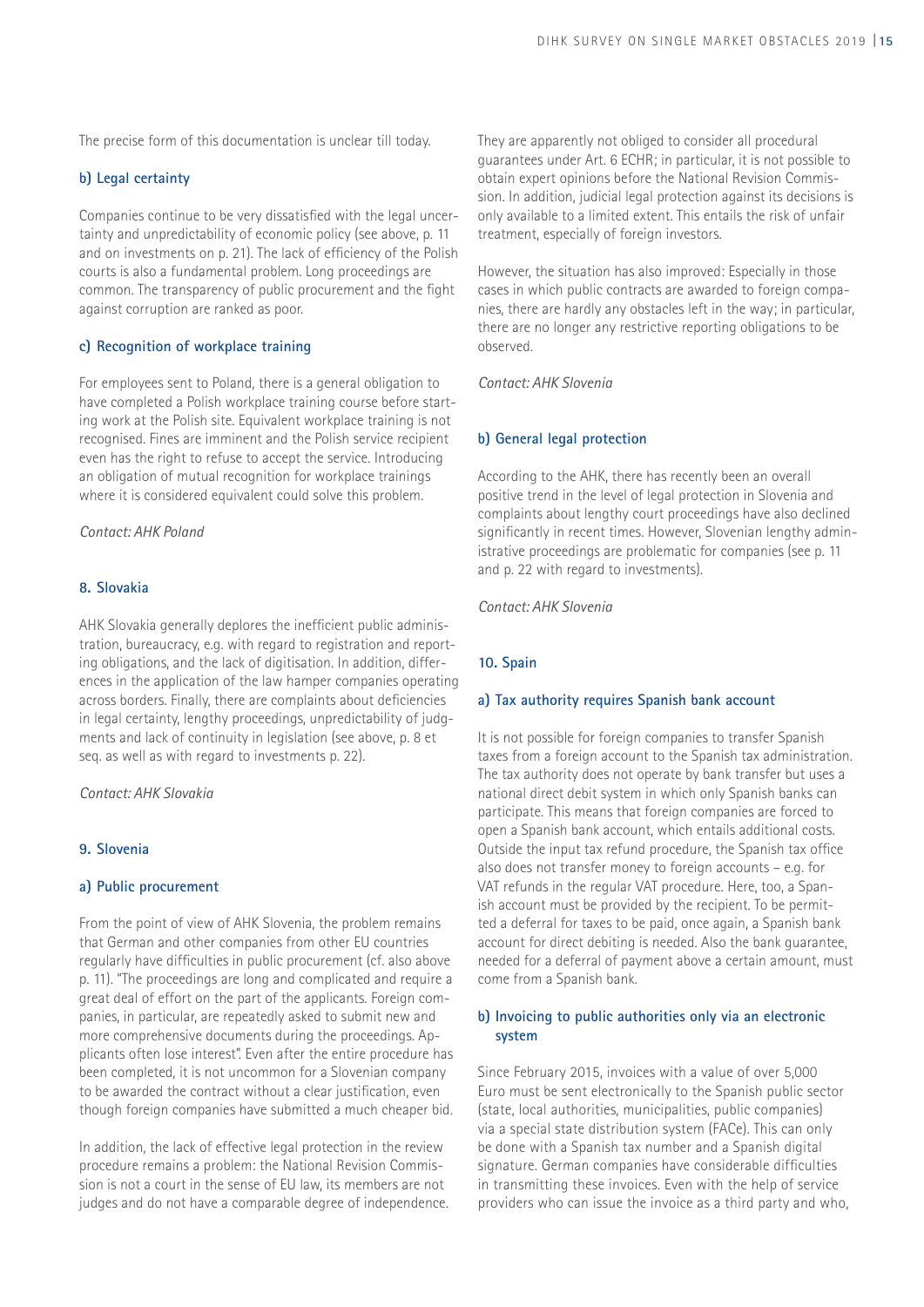The precise form of this documentation is unclear till today.

### b) Legal certainty

Companies continue to be very dissatisfied with the legal uncertainty and unpredictability of economic policy (see above, p. 11 and on investments on p. 21). The lack of efficiency of the Polish courts is also a fundamental problem. Long proceedings are common. The transparency of public procurement and the fight against corruption are ranked as poor.

### c) Recognition of workplace training

For employees sent to Poland, there is a general obligation to have completed a Polish workplace training course before starting work at the Polish site. Equivalent workplace training is not recognised. Fines are imminent and the Polish service recipient even has the right to refuse to accept the service. Introducing an obligation of mutual recognition for workplace trainings where it is considered equivalent could solve this problem.

*Contact: AHK Poland*

## 8. Slovakia

AHK Slovakia generally deplores the inefficient public administration, bureaucracy, e.g. with regard to registration and reporting obligations, and the lack of digitisation. In addition, differences in the application of the law hamper companies operating across borders. Finally, there are complaints about deficiencies in legal certainty, lengthy proceedings, unpredictability of judgments and lack of continuity in legislation (see above, p. 8 et seq. as well as with regard to investments p. 22).

*Contact: AHK Slovakia*

## 9. Slovenia

### a) Public procurement

From the point of view of AHK Slovenia, the problem remains that German and other companies from other EU countries regularly have difficulties in public procurement (cf. also above p. 11). "The proceedings are long and complicated and require a great deal of effort on the part of the applicants. Foreign companies, in particular, are repeatedly asked to submit new and more comprehensive documents during the proceedings. Applicants often lose interest". Even after the entire procedure has been completed, it is not uncommon for a Slovenian company to be awarded the contract without a clear justification, even though foreign companies have submitted a much cheaper bid.

In addition, the lack of effective legal protection in the review procedure remains a problem: the National Revision Commission is not a court in the sense of EU law, its members are not judges and do not have a comparable degree of independence. They are apparently not obliged to consider all procedural guarantees under Art. 6 ECHR; in particular, it is not possible to obtain expert opinions before the National Revision Commission. In addition, judicial legal protection against its decisions is only available to a limited extent. This entails the risk of unfair treatment, especially of foreign investors.

However, the situation has also improved: Especially in those cases in which public contracts are awarded to foreign companies, there are hardly any obstacles left in the way; in particular, there are no longer any restrictive reporting obligations to be observed.

*Contact: AHK Slovenia*

### b) General legal protection

According to the AHK, there has recently been an overall positive trend in the level of legal protection in Slovenia and complaints about lengthy court proceedings have also declined significantly in recent times. However, Slovenian lengthy administrative proceedings are problematic for companies (see p. 11 and p. 22 with regard to investments).

*Contact: AHK Slovenia*

## 10. Spain

### a) Tax authority requires Spanish bank account

It is not possible for foreign companies to transfer Spanish taxes from a foreign account to the Spanish tax administration. The tax authority does not operate by bank transfer but uses a national direct debit system in which only Spanish banks can participate. This means that foreign companies are forced to open a Spanish bank account, which entails additional costs. Outside the input tax refund procedure, the Spanish tax office also does not transfer money to foreign accounts – e.g. for VAT refunds in the regular VAT procedure. Here, too, a Spanish account must be provided by the recipient. To be permitted a deferral for taxes to be paid, once again, a Spanish bank account for direct debiting is needed. Also the bank guarantee, needed for a deferral of payment above a certain amount, must come from a Spanish bank.

### b) Invoicing to public authorities only via an electronic system

Since February 2015, invoices with a value of over 5,000 Euro must be sent electronically to the Spanish public sector (state, local authorities, municipalities, public companies) via a special state distribution system (FACe). This can only be done with a Spanish tax number and a Spanish digital signature. German companies have considerable difficulties in transmitting these invoices. Even with the help of service providers who can issue the invoice as a third party and who,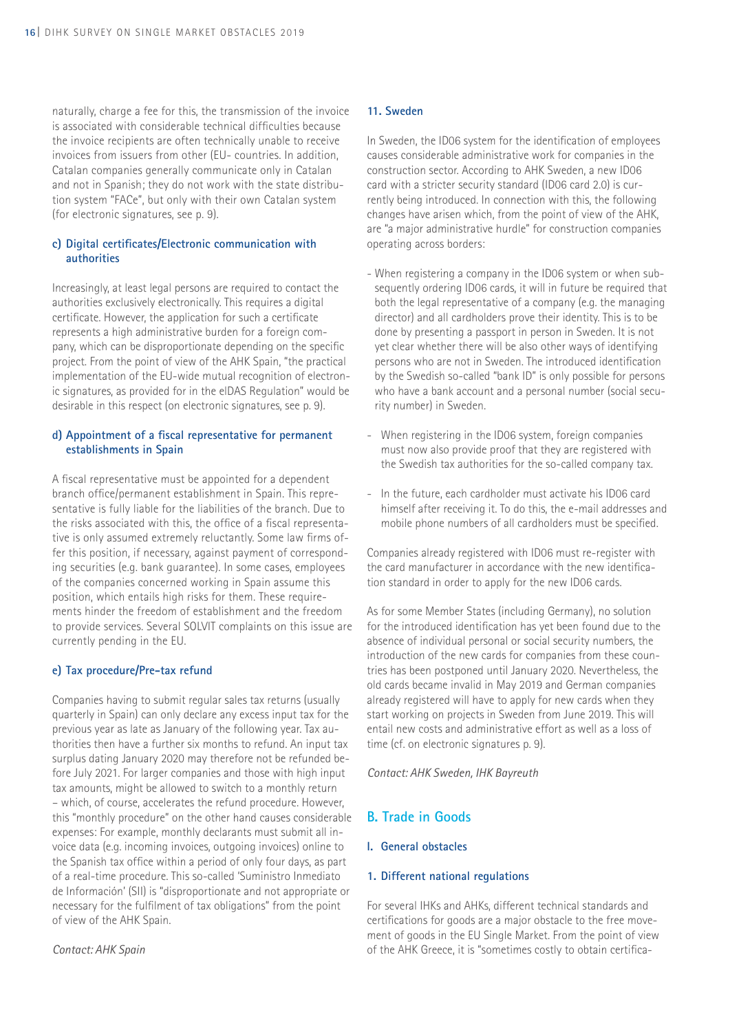naturally, charge a fee for this, the transmission of the invoice is associated with considerable technical difficulties because the invoice recipients are often technically unable to receive invoices from issuers from other (EU- countries. In addition, Catalan companies generally communicate only in Catalan and not in Spanish; they do not work with the state distribution system "FACe", but only with their own Catalan system (for electronic signatures, see p. 9).

#### c) Digital certificates/Electronic communication with authorities

Increasingly, at least legal persons are required to contact the authorities exclusively electronically. This requires a digital certificate. However, the application for such a certificate represents a high administrative burden for a foreign company, which can be disproportionate depending on the specific project. From the point of view of the AHK Spain, "the practical implementation of the EU-wide mutual recognition of electronic signatures, as provided for in the eIDAS Regulation" would be desirable in this respect (on electronic signatures, see p. 9).

#### d) Appointment of a fiscal representative for permanent establishments in Spain

A fiscal representative must be appointed for a dependent branch office/permanent establishment in Spain. This representative is fully liable for the liabilities of the branch. Due to the risks associated with this, the office of a fiscal representative is only assumed extremely reluctantly. Some law firms offer this position, if necessary, against payment of corresponding securities (e.g. bank guarantee). In some cases, employees of the companies concerned working in Spain assume this position, which entails high risks for them. These requirements hinder the freedom of establishment and the freedom to provide services. Several SOLVIT complaints on this issue are currently pending in the EU.

#### e) Tax procedure/Pre-tax refund

Companies having to submit regular sales tax returns (usually quarterly in Spain) can only declare any excess input tax for the previous year as late as January of the following year. Tax authorities then have a further six months to refund. An input tax surplus dating January 2020 may therefore not be refunded before July 2021. For larger companies and those with high input tax amounts, might be allowed to switch to a monthly return – which, of course, accelerates the refund procedure. However, this "monthly procedure" on the other hand causes considerable expenses: For example, monthly declarants must submit all invoice data (e.g. incoming invoices, outgoing invoices) online to the Spanish tax office within a period of only four days, as part of a real-time procedure. This so-called 'Suministro Inmediato de Información' (SII) is "disproportionate and not appropriate or necessary for the fulfilment of tax obligations" from the point of view of the AHK Spain.

*Contact: AHK Spain*

### 11. Sweden

In Sweden, the ID06 system for the identification of employees causes considerable administrative work for companies in the construction sector. According to AHK Sweden, a new ID06 card with a stricter security standard (ID06 card 2.0) is currently being introduced. In connection with this, the following changes have arisen which, from the point of view of the AHK, are "a major administrative hurdle" for construction companies operating across borders:

- When registering a company in the ID06 system or when subsequently ordering ID06 cards, it will in future be required that both the legal representative of a company (e.g. the managing director) and all cardholders prove their identity. This is to be done by presenting a passport in person in Sweden. It is not yet clear whether there will be also other ways of identifying persons who are not in Sweden. The introduced identification by the Swedish so-called "bank ID" is only possible for persons who have a bank account and a personal number (social security number) in Sweden.
- When registering in the ID06 system, foreign companies must now also provide proof that they are registered with the Swedish tax authorities for the so-called company tax.
- In the future, each cardholder must activate his ID06 card himself after receiving it. To do this, the e-mail addresses and mobile phone numbers of all cardholders must be specified.

Companies already registered with ID06 must re-register with the card manufacturer in accordance with the new identification standard in order to apply for the new ID06 cards.

As for some Member States (including Germany), no solution for the introduced identification has yet been found due to the absence of individual personal or social security numbers, the introduction of the new cards for companies from these countries has been postponed until January 2020. Nevertheless, the old cards became invalid in May 2019 and German companies already registered will have to apply for new cards when they start working on projects in Sweden from June 2019. This will entail new costs and administrative effort as well as a loss of time (cf. on electronic signatures p. 9).

*Contact: AHK Sweden, IHK Bayreuth*

## B. Trade in Goods

### I. General obstacles

### 1. Different national regulations

For several IHKs and AHKs, different technical standards and certifications for goods are a major obstacle to the free movement of goods in the EU Single Market. From the point of view of the AHK Greece, it is "sometimes costly to obtain certifica-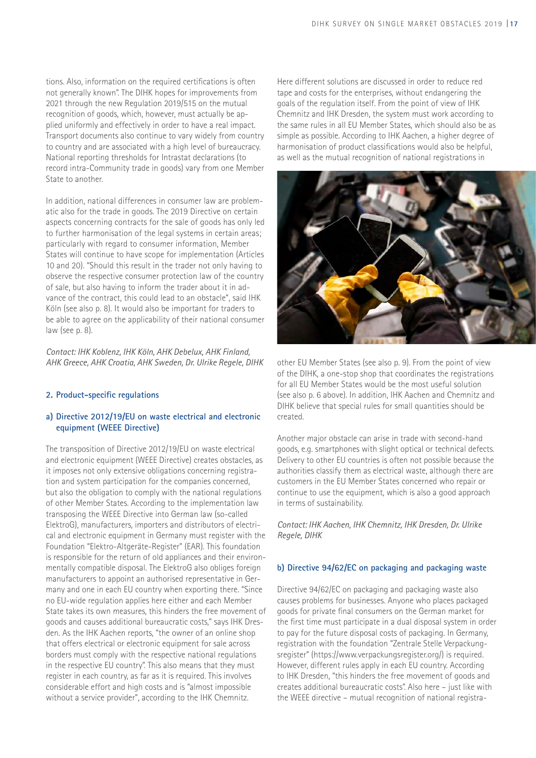tions. Also, information on the required certifications is often not generally known". The DIHK hopes for improvements from 2021 through the new Regulation 2019/515 on the mutual recognition of goods, which, however, must actually be applied uniformly and effectively in order to have a real impact. Transport documents also continue to vary widely from country to country and are associated with a high level of bureaucracy. National reporting thresholds for Intrastat declarations (to record intra-Community trade in goods) vary from one Member State to another.

In addition, national differences in consumer law are problematic also for the trade in goods. The 2019 Directive on certain aspects concerning contracts for the sale of goods has only led to further harmonisation of the legal systems in certain areas; particularly with regard to consumer information, Member States will continue to have scope for implementation (Articles 10 and 20). "Should this result in the trader not only having to observe the respective consumer protection law of the country of sale, but also having to inform the trader about it in advance of the contract, this could lead to an obstacle", said IHK Köln (see also p. 8). It would also be important for traders to be able to agree on the applicability of their national consumer law (see p. 8).

*Contact: IHK Koblenz, IHK Köln, AHK Debelux, AHK Finland, AHK Greece, AHK Croatia, AHK Sweden, Dr. Ulrike Regele, DIHK*

## 2. Product-specific regulations

### a) Directive 2012/19/EU on waste electrical and electronic equipment (WEEE Directive)

The transposition of Directive 2012/19/EU on waste electrical and electronic equipment (WEEE Directive) creates obstacles, as it imposes not only extensive obligations concerning registration and system participation for the companies concerned, but also the obligation to comply with the national regulations of other Member States. According to the implementation law transposing the WEEE Directive into German law (so-called ElektroG), manufacturers, importers and distributors of electrical and electronic equipment in Germany must register with the Foundation "Elektro-Altgeräte-Register" (EAR). This foundation is responsible for the return of old appliances and their environmentally compatible disposal. The ElektroG also obliges foreign manufacturers to appoint an authorised representative in Germany and one in each EU country when exporting there. "Since no EU-wide regulation applies here either and each Member State takes its own measures, this hinders the free movement of goods and causes additional bureaucratic costs," says IHK Dresden. As the IHK Aachen reports, "the owner of an online shop that offers electrical or electronic equipment for sale across borders must comply with the respective national regulations in the respective EU country". This also means that they must register in each country, as far as it is required. This involves considerable effort and high costs and is "almost impossible without a service provider", according to the IHK Chemnitz.

Here different solutions are discussed in order to reduce red tape and costs for the enterprises, without endangering the goals of the regulation itself. From the point of view of IHK Chemnitz and IHK Dresden, the system must work according to the same rules in all EU Member States, which should also be as simple as possible. According to IHK Aachen, a higher degree of harmonisation of product classifications would also be helpful, as well as the mutual recognition of national registrations in other EU Member States (see also p. 9). From the point of view of the DIHK, a one-stop shop that coordinates the registrations for all EU Member States would be the most useful solution (see also p. 6 above). In addition, IHK Aachen and Chemnitz and DIHK believe that special rules for small quantities should be created.

Another major obstacle can arise in trade with second-hand goods, e.g. smartphones with slight optical or technical defects. Delivery to other EU countries is often not possible because the authorities classify them as electrical waste, although there are customers in the EU Member States concerned who repair or continue to use the equipment, which is also a good approach in terms of sustainability.

*Contact: IHK Aachen, IHK Chemnitz, IHK Dresden, Dr. Ulrike Regele, DIHK*

### b) Directive 94/62/EC on packaging and packaging waste

Directive 94/62/EC on packaging and packaging waste also causes problems for businesses. Anyone who places packaged goods for private final consumers on the German market for the first time must participate in a dual disposal system in order to pay for the future disposal costs of packaging. In Germany, registration with the foundation "Zentrale Stelle Verpackungsregister" (https://www.verpackungsregister.org/) is required. However, different rules apply in each EU country. According to IHK Dresden, "this hinders the free movement of goods and creates additional bureaucratic costs". Also here – just like with the WEEE directive – mutual recognition of national registra-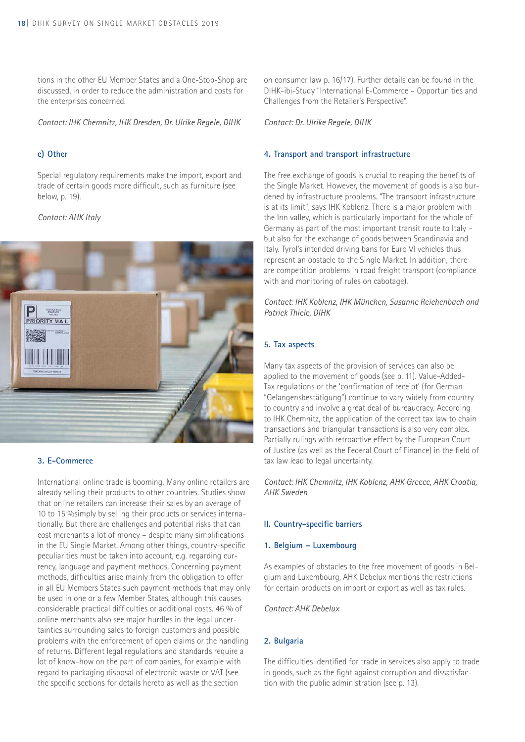tions in the other EU Member States and a One-Stop-Shop are discussed, in order to reduce the administration and costs for the enterprises concerned.

*Contact: IHK Chemnitz, IHK Dresden, Dr. Ulrike Regele, DIHK*

### c) Other

Special regulatory requirements make the import, export and trade of certain goods more difficult, such as furniture (see below, p. 19).

*Contact: AHK Italy*

### 3. E-Commerce

International online trade is booming. Many online retailers are already selling their products to other countries. Studies show that online retailers can increase their sales by an average of 10 to 15 %simply by selling their products or services internationally. But there are challenges and potential risks that can cost merchants a lot of money – despite many simplifications in the EU Single Market. Among other things, country-specific peculiarities must be taken into account, e.g. regarding currency, language and payment methods. Concerning payment methods, difficulties arise mainly from the obligation to offer in all EU Members States such payment methods that may only be used in one or a few Member States, although this causes considerable practical difficulties or additional costs. 46 % of online merchants also see major hurdles in the legal uncertainties surrounding sales to foreign customers and possible problems with the enforcement of open claims or the handling of returns. Different legal regulations and standards require a lot of know-how on the part of companies, for example with regard to packaging disposal of electronic waste or VAT (see the specific sections for details hereto as well as the section on consumer law p. 16/17). Further details can be found in the DIHK-ibi-Study "International E-Commerce – Opportunities and Challenges from the Retailer's Perspective".

*Contact: Dr. Ulrike Regele, DIHK*

### 4. Transport and transport infrastructure

The free exchange of goods is crucial to reaping the benefits of the Single Market. However, the movement of goods is also burdened by infrastructure problems. "The transport infrastructure is at its limit", says IHK Koblenz. There is a major problem with the Inn valley, which is particularly important for the whole of Germany as part of the most important transit route to Italy – but also for the exchange of goods between Scandinavia and Italy. Tyrol's intended driving bans for Euro VI vehicles thus represent an obstacle to the Single Market. In addition, there are competition problems in road freight transport (compliance with and monitoring of rules on cabotage).

*Contact: IHK Koblenz, IHK München, Susanne Reichenbach and Patrick Thiele, DIHK*

### 5. Tax aspects

Many tax aspects of the provision of services can also be applied to the movement of goods (see p. 11). Value-Added-Tax regulations or the 'confirmation of receipt' (for German "Gelangensbestätigung") continue to vary widely from country to country and involve a great deal of bureaucracy. According to IHK Chemnitz, the application of the correct tax law to chain transactions and triangular transactions is also very complex. Partially rulings with retroactive effect by the European Court of Justice (as well as the Federal Court of Finance) in the field of tax law lead to legal uncertainty.

*Contact: IHK Chemnitz, IHK Koblenz, AHK Greece, AHK Croatia, AHK Sweden*

## II. Country-specific barriers

### 1. Belgium – Luxembourg

As examples of obstacles to the free movement of goods in Belgium and Luxembourg, AHK Debelux mentions the restrictions for certain products on import or export as well as tax rules.

*Contact: AHK Debelux*

### 2. Bulgaria

The difficulties identified for trade in services also apply to trade in goods, such as the fight against corruption and dissatisfaction with the public administration (see p. 13).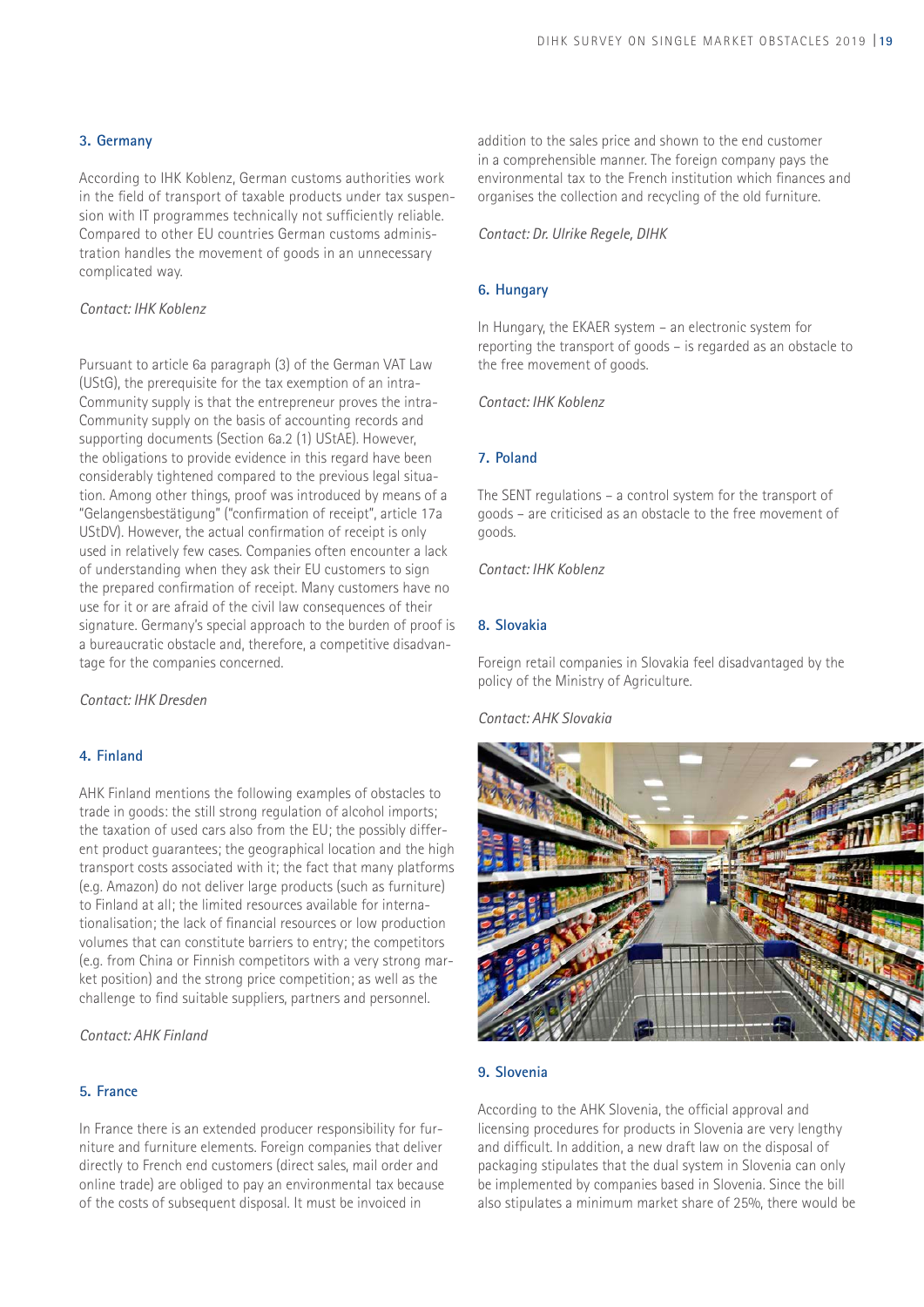### 3. Germany

According to IHK Koblenz, German customs authorities work in the field of transport of taxable products under tax suspension with IT programmes technically not sufficiently reliable. Compared to other EU countries German customs administration handles the movement of goods in an unnecessary complicated way.

*Contact: IHK Koblenz*

Pursuant to article 6a paragraph (3) of the German VAT Law (UStG), the prerequisite for the tax exemption of an intra-Community supply is that the entrepreneur proves the intra-Community supply on the basis of accounting records and supporting documents (Section 6a.2 (1) UStAE). However, the obligations to provide evidence in this regard have been considerably tightened compared to the previous legal situation. Among other things, proof was introduced by means of a "Gelangensbestätigung" ("confirmation of receipt", article 17a UStDV). However, the actual confirmation of receipt is only used in relatively few cases. Companies often encounter a lack of understanding when they ask their EU customers to sign the prepared confirmation of receipt. Many customers have no use for it or are afraid of the civil law consequences of their signature. Germany's special approach to the burden of proof is a bureaucratic obstacle and, therefore, a competitive disadvantage for the companies concerned.

*Contact: IHK Dresden*

### 4. Finland

AHK Finland mentions the following examples of obstacles to trade in goods: the still strong regulation of alcohol imports; the taxation of used cars also from the EU; the possibly different product guarantees; the geographical location and the high transport costs associated with it; the fact that many platforms (e.g. Amazon) do not deliver large products (such as furniture) to Finland at all; the limited resources available for internationalisation; the lack of financial resources or low production volumes that can constitute barriers to entry; the competitors (e.g. from China or Finnish competitors with a very strong market position) and the strong price competition; as well as the challenge to find suitable suppliers, partners and personnel.

*Contact: AHK Finland*

### 5. France

In France there is an extended producer responsibility for furniture and furniture elements. Foreign companies that deliver directly to French end customers (direct sales, mail order and online trade) are obliged to pay an environmental tax because of the costs of subsequent disposal. It must be invoiced in addition to the sales price and shown to the end customer in a comprehensible manner. The foreign company pays the environmental tax to the French institution which finances and organises the collection and recycling of the old furniture.

*Contact: Dr. Ulrike Regele, DIHK*

### 6. Hungary

In Hungary, the EKAER system – an electronic system for reporting the transport of goods – is regarded as an obstacle to the free movement of goods.

*Contact: IHK Koblenz*

### 7. Poland

The SENT regulations – a control system for the transport of goods – are criticised as an obstacle to the free movement of goods.

*Contact: IHK Koblenz*

### 8. Slovakia

Foreign retail companies in Slovakia feel disadvantaged by the policy of the Ministry of Agriculture.

*Contact: AHK Slovakia*

### 9. Slovenia

According to the AHK Slovenia, the official approval and licensing procedures for products in Slovenia are very lengthy and difficult. In addition, a new draft law on the disposal of packaging stipulates that the dual system in Slovenia can only be implemented by companies based in Slovenia. Since the bill also stipulates a minimum market share of 25%, there would be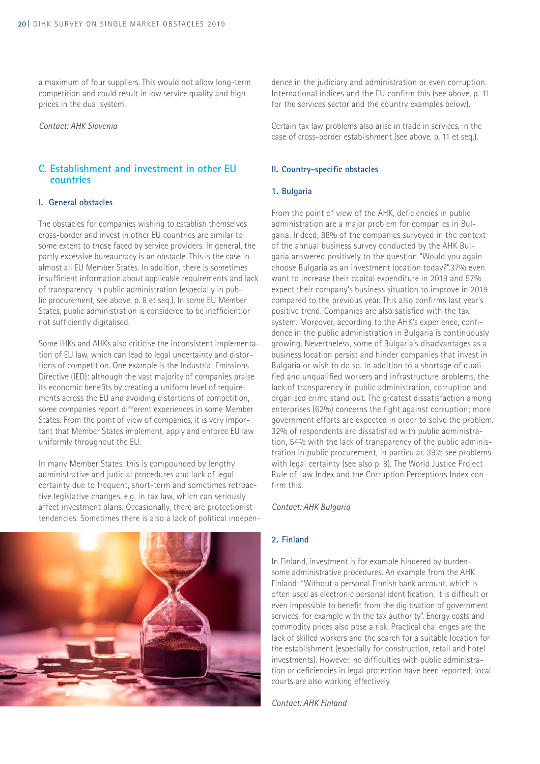a maximum of four suppliers. This would not allow long-term competition and could result in low service quality and high prices in the dual system.

*Contact: AHK Slovenia*

## C. Establishment and investment in other EU countries

### I. General obstacles

The obstacles for companies wishing to establish themselves cross-border and invest in other EU countries are similar to some extent to those faced by service providers. In general, the partly excessive bureaucracy is an obstacle. This is the case in almost all EU Member States. In addition, there is sometimes insufficient information about applicable requirements and lack of transparency in public administration (especially in public procurement, see above, p. 8 et seq.). In some EU Member States, public administration is considered to be inefficient or not sufficiently digitalised.

Some IHKs and AHKs also criticise the inconsistent implementation of EU law, which can lead to legal uncertainty and distortions of competition. One example is the Industrial Emissions Directive (IED): although the vast majority of companies praise its economic benefits by creating a uniform level of requirements across the EU and avoiding distortions of competition, some companies report different experiences in some Member States. From the point of view of companies, it is very important that Member States implement, apply and enforce EU law uniformly throughout the EU.

In many Member States, this is compounded by lengthy administrative and judicial procedures and lack of legal certainty due to frequent, short-term and sometimes retroactive legislative changes, e.g. in tax law, which can seriously affect investment plans. Occasionally, there are protectionist tendencies. Sometimes there is also a lack of political independence in the judiciary and administration or even corruption. International indices and the EU confirm this (see above, p. 11 for the services sector and the country examples below).

Certain tax law problems also arise in trade in services, in the case of cross-border establishment (see above, p. 11 et seq.).

### II. Country-specific obstacles

#### 1. Bulgaria

From the point of view of the AHK, deficiencies in public administration are a major problem for companies in Bulgaria. Indeed, 88% of the companies surveyed in the context of the annual business survey conducted by the AHK Bulgaria answered positively to the question "Would you again choose Bulgaria as an investment location today?".37% even want to increase their capital expenditure in 2019 and 57% expect their company's business situation to improve in 2019 compared to the previous year. This also confirms last year's positive trend. Companies are also satisfied with the tax system. Moreover, according to the AHK's experience, confidence in the public administration in Bulgaria is continuously growing. Nevertheless, some of Bulgaria's disadvantages as a business location persist and hinder companies that invest in Bulgaria or wish to do so. In addition to a shortage of qualified and unqualified workers and infrastructure problems, the lack of transparency in public administration, corruption and organised crime stand out. The greatest dissatisfaction among enterprises (62%) concerns the fight against corruption; more government efforts are expected in order to solve the problem. 32% of respondents are dissatisfied with public administration, 54% with the lack of transparency of the public administration in public procurement, in particular. 39% see problems with legal certainty (see also p. 8). The World Justice Project Rule of Law Index and the Corruption Perceptions Index confirm this.

*Contact: AHK Bulgaria*

#### 2. Finland

In Finland, investment is for example hindered by burdensome administrative procedures. An example from the AHK Finland: "Without a personal Finnish bank account, which is often used as electronic personal identification, it is difficult or even impossible to benefit from the digitisation of government services, for example with the tax authority". Energy costs and commodity prices also pose a risk. Practical challenges are the lack of skilled workers and the search for a suitable location for the establishment (especially for construction, retail and hotel investments). However, no difficulties with public administration or deficiencies in legal protection have been reported; local courts are also working effectively.

*Contact: AHK Finland*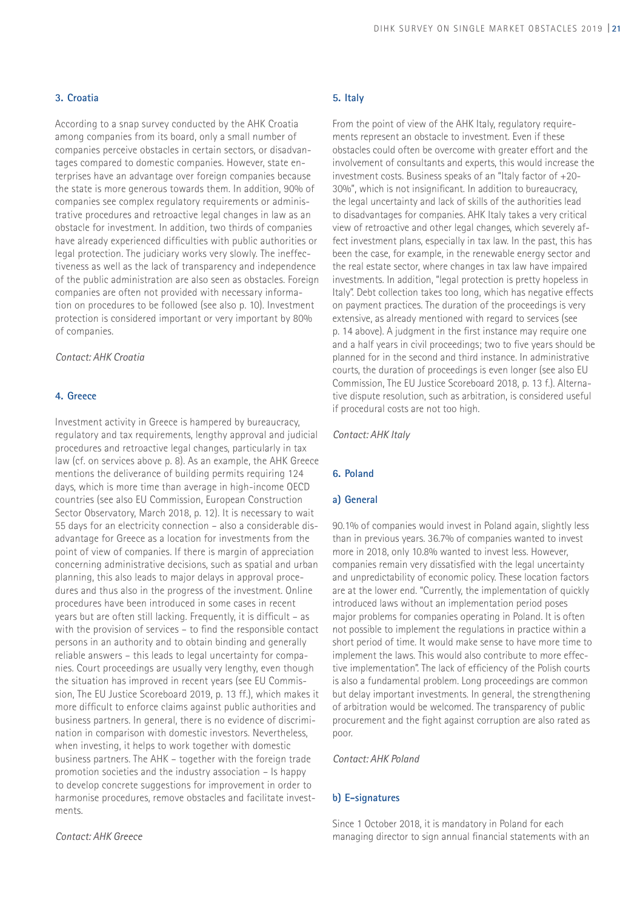### 3. Croatia

According to a snap survey conducted by the AHK Croatia among companies from its board, only a small number of companies perceive obstacles in certain sectors, or disadvantages compared to domestic companies. However, state enterprises have an advantage over foreign companies because the state is more generous towards them. In addition, 90% of companies see complex regulatory requirements or administrative procedures and retroactive legal changes in law as an obstacle for investment. In addition, two thirds of companies have already experienced difficulties with public authorities or legal protection. The judiciary works very slowly. The ineffectiveness as well as the lack of transparency and independence of the public administration are also seen as obstacles. Foreign companies are often not provided with necessary information on procedures to be followed (see also p. 10). Investment protection is considered important or very important by 80% of companies.

*Contact: AHK Croatia*

### 4. Greece

Investment activity in Greece is hampered by bureaucracy, regulatory and tax requirements, lengthy approval and judicial procedures and retroactive legal changes, particularly in tax law (cf. on services above p. 8). As an example, the AHK Greece mentions the deliverance of building permits requiring 124 days, which is more time than average in high-income OECD countries (see also EU Commission, European Construction Sector Observatory, March 2018, p. 12). It is necessary to wait 55 days for an electricity connection – also a considerable disadvantage for Greece as a location for investments from the point of view of companies. If there is margin of appreciation concerning administrative decisions, such as spatial and urban planning, this also leads to major delays in approval procedures and thus also in the progress of the investment. Online procedures have been introduced in some cases in recent years but are often still lacking. Frequently, it is difficult – as with the provision of services – to find the responsible contact persons in an authority and to obtain binding and generally reliable answers – this leads to legal uncertainty for companies. Court proceedings are usually very lengthy, even though the situation has improved in recent years (see EU Commission, The EU Justice Scoreboard 2019, p. 13 ff.), which makes it more difficult to enforce claims against public authorities and business partners. In general, there is no evidence of discrimination in comparison with domestic investors. Nevertheless, when investing, it helps to work together with domestic business partners. The AHK – together with the foreign trade promotion societies and the industry association – Is happy to develop concrete suggestions for improvement in order to harmonise procedures, remove obstacles and facilitate investments.

*Contact: AHK Greece*

### 5. Italy

From the point of view of the AHK Italy, regulatory requirements represent an obstacle to investment. Even if these obstacles could often be overcome with greater effort and the involvement of consultants and experts, this would increase the investment costs. Business speaks of an "Italy factor of +20-30%", which is not insignificant. In addition to bureaucracy, the legal uncertainty and lack of skills of the authorities lead to disadvantages for companies. AHK Italy takes a very critical view of retroactive and other legal changes, which severely affect investment plans, especially in tax law. In the past, this has been the case, for example, in the renewable energy sector and the real estate sector, where changes in tax law have impaired investments. In addition, "legal protection is pretty hopeless in Italy". Debt collection takes too long, which has negative effects on payment practices. The duration of the proceedings is very extensive, as already mentioned with regard to services (see p. 14 above). A judgment in the first instance may require one and a half years in civil proceedings; two to five years should be planned for in the second and third instance. In administrative courts, the duration of proceedings is even longer (see also EU Commission, The EU Justice Scoreboard 2018, p. 13 f.). Alternative dispute resolution, such as arbitration, is considered useful if procedural costs are not too high.

*Contact: AHK Italy*

### 6. Poland

#### a) General

90.1% of companies would invest in Poland again, slightly less than in previous years. 36.7% of companies wanted to invest more in 2018, only 10.8% wanted to invest less. However, companies remain very dissatisfied with the legal uncertainty and unpredictability of economic policy. These location factors are at the lower end. "Currently, the implementation of quickly introduced laws without an implementation period poses major problems for companies operating in Poland. It is often not possible to implement the regulations in practice within a short period of time. It would make sense to have more time to implement the laws. This would also contribute to more effective implementation". The lack of efficiency of the Polish courts is also a fundamental problem. Long proceedings are common but delay important investments. In general, the strengthening of arbitration would be welcomed. The transparency of public procurement and the fight against corruption are also rated as poor.

*Contact: AHK Poland*

#### b) E-signatures

Since 1 October 2018, it is mandatory in Poland for each managing director to sign annual financial statements with an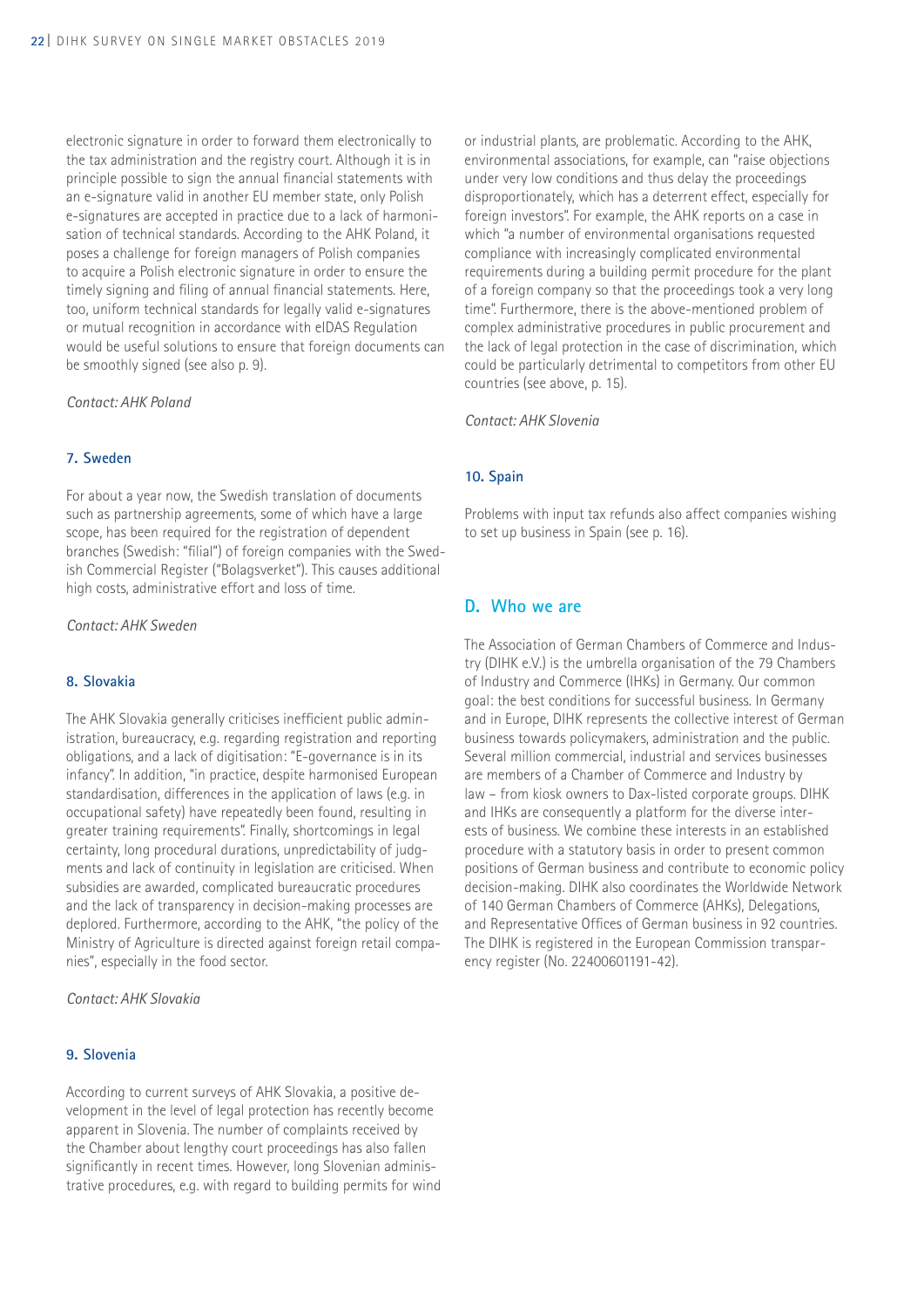electronic signature in order to forward them electronically to the tax administration and the registry court. Although it is in principle possible to sign the annual financial statements with an e-signature valid in another EU member state, only Polish e-signatures are accepted in practice due to a lack of harmonisation of technical standards. According to the AHK Poland, it poses a challenge for foreign managers of Polish companies to acquire a Polish electronic signature in order to ensure the timely signing and filing of annual financial statements. Here, too, uniform technical standards for legally valid e-signatures or mutual recognition in accordance with eIDAS Regulation would be useful solutions to ensure that foreign documents can be smoothly signed (see also p. 9).

*Contact: AHK Poland*

### 7. Sweden

For about a year now, the Swedish translation of documents such as partnership agreements, some of which have a large scope, has been required for the registration of dependent branches (Swedish: "filial") of foreign companies with the Swedish Commercial Register ("Bolagsverket"). This causes additional high costs, administrative effort and loss of time.

*Contact: AHK Sweden*

### 8. Slovakia

The AHK Slovakia generally criticises inefficient public administration, bureaucracy, e.g. regarding registration and reporting obligations, and a lack of digitisation: "E-governance is in its infancy". In addition, "in practice, despite harmonised European standardisation, differences in the application of laws (e.g. in occupational safety) have repeatedly been found, resulting in greater training requirements". Finally, shortcomings in legal certainty, long procedural durations, unpredictability of judgments and lack of continuity in legislation are criticised. When subsidies are awarded, complicated bureaucratic procedures and the lack of transparency in decision-making processes are deplored. Furthermore, according to the AHK, "the policy of the Ministry of Agriculture is directed against foreign retail companies", especially in the food sector.

*Contact: AHK Slovakia*

### 9. Slovenia

According to current surveys of AHK Slovakia, a positive development in the level of legal protection has recently become apparent in Slovenia. The number of complaints received by the Chamber about lengthy court proceedings has also fallen significantly in recent times. However, long Slovenian administrative procedures, e.g. with regard to building permits for wind or industrial plants, are problematic. According to the AHK, environmental associations, for example, can "raise objections under very low conditions and thus delay the proceedings disproportionately, which has a deterrent effect, especially for foreign investors". For example, the AHK reports on a case in which "a number of environmental organisations requested compliance with increasingly complicated environmental requirements during a building permit procedure for the plant of a foreign company so that the proceedings took a very long time". Furthermore, there is the above-mentioned problem of complex administrative procedures in public procurement and the lack of legal protection in the case of discrimination, which could be particularly detrimental to competitors from other EU countries (see above, p. 15).

*Contact: AHK Slovenia*

### 10. Spain

Problems with input tax refunds also affect companies wishing to set up business in Spain (see p. 16).

## D. Who we are

The Association of German Chambers of Commerce and Industry (DIHK e.V.) is the umbrella organisation of the 79 Chambers of Industry and Commerce (IHKs) in Germany. Our common goal: the best conditions for successful business. In Germany and in Europe, DIHK represents the collective interest of German business towards policymakers, administration and the public. Several million commercial, industrial and services businesses are members of a Chamber of Commerce and Industry by law – from kiosk owners to Dax-listed corporate groups. DIHK and IHKs are consequently a platform for the diverse interests of business. We combine these interests in an established procedure with a statutory basis in order to present common positions of German business and contribute to economic policy decision-making. DIHK also coordinates the Worldwide Network of 140 German Chambers of Commerce (AHKs), Delegations, and Representative Offices of German business in 92 countries. The DIHK is registered in the European Commission transparency register (No. 22400601191-42).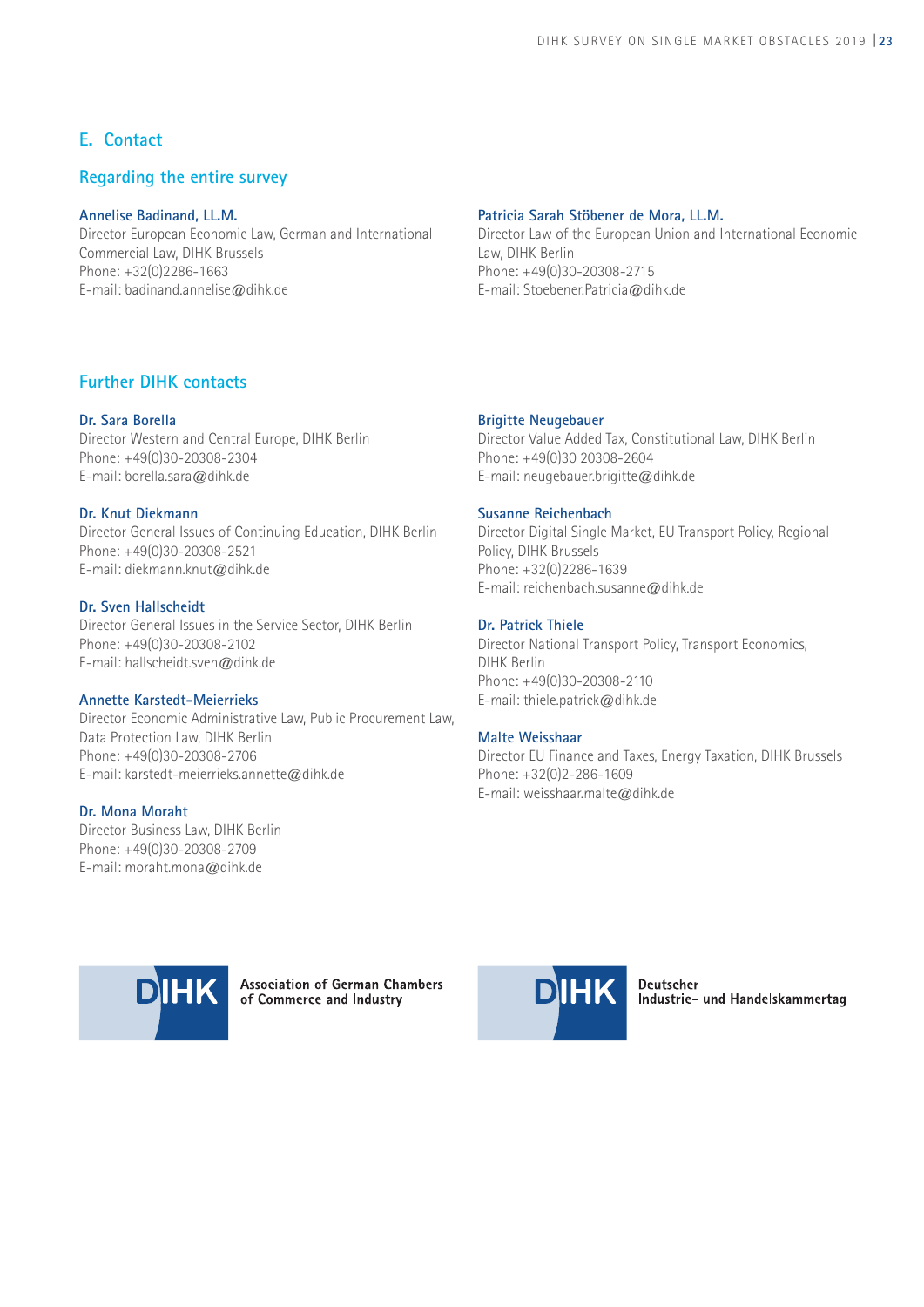## E. Contact

### Regarding the entire survey

**Annelise Badinand, LL.M.**
Director European Economic Law, German and International Commercial Law, DIHK Brussels
Phone: +32(0)2286-1663
E-mail: badinand.annelise@dihk.de

**Patricia Sarah Stöbener de Mora, LL.M.**
Director Law of the European Union and International Economic Law, DIHK Berlin
Phone: +49(0)30-20308-2715
E-mail: Stoebener.Patricia@dihk.de

### Further DIHK contacts

**Dr. Sara Borella**
Director Western and Central Europe, DIHK Berlin
Phone: +49(0)30-20308-2304
E-mail: borella.sara@dihk.de

**Dr. Knut Diekmann**
Director General Issues of Continuing Education, DIHK Berlin
Phone: +49(0)30-20308-2521
E-mail: diekmann.knut@dihk.de

**Dr. Sven Hallscheidt**
Director General Issues in the Service Sector, DIHK Berlin
Phone: +49(0)30-20308-2102
E-mail: hallscheidt.sven@dihk.de

**Annette Karstedt-Meierrieks**
Director Economic Administrative Law, Public Procurement Law, Data Protection Law, DIHK Berlin
Phone: +49(0)30-20308-2706
E-mail: karstedt-meierrieks.annette@dihk.de

**Dr. Mona Moraht**
Director Business Law, DIHK Berlin
Phone: +49(0)30-20308-2709
E-mail: moraht.mona@dihk.de

**Brigitte Neugebauer**
Director Value Added Tax, Constitutional Law, DIHK Berlin
Phone: +49(0)30 20308-2604
E-mail: neugebauer.brigitte@dihk.de

**Susanne Reichenbach**
Director Digital Single Market, EU Transport Policy, Regional Policy, DIHK Brussels
Phone: +32(0)2286-1639
E-mail: reichenbach.susanne@dihk.de

**Dr. Patrick Thiele**
Director National Transport Policy, Transport Economics, DIHK Berlin
Phone: +49(0)30-20308-2110
E-mail: thiele.patrick@dihk.de

**Malte Weisshaar**
Director EU Finance and Taxes, Energy Taxation, DIHK Brussels
Phone: +32(0)2-286-1609
E-mail: weisshaar.malte@dihk.de

DIHK — Association of German Chambers of Commerce and Industry

DIHK — Deutscher Industrie- und Handelskammertag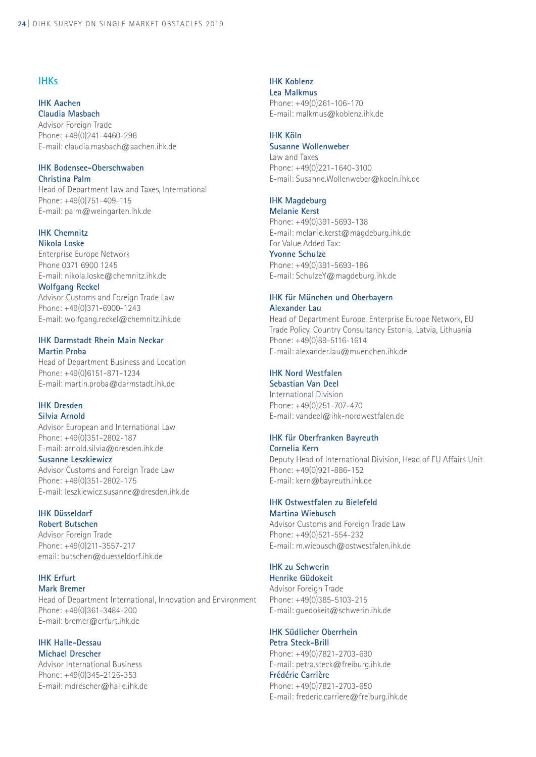## IHKs

**IHK Aachen**
**Claudia Masbach**
Advisor Foreign Trade
Phone: +49(0)241-4460-296
E-mail: claudia.masbach@aachen.ihk.de

**IHK Bodensee-Oberschwaben**
**Christina Palm**
Head of Department Law and Taxes, International
Phone: +49(0)751-409-115
E-mail: palm@weingarten.ihk.de

**IHK Chemnitz**
**Nikola Loske**
Enterprise Europe Network
Phone 0371 6900 1245
E-mail: nikola.loske@chemnitz.ihk.de
**Wolfgang Reckel**
Advisor Customs and Foreign Trade Law
Phone: +49(0)371-6900-1243
E-mail: wolfgang.reckel@chemnitz.ihk.de

**IHK Darmstadt Rhein Main Neckar**
**Martin Proba**
Head of Department Business and Location
Phone: +49(0)6151-871-1234
E-mail: martin.proba@darmstadt.ihk.de

**IHK Dresden**
**Silvia Arnold**
Advisor European and International Law
Phone: +49(0)351-2802-187
E-mail: arnold.silvia@dresden.ihk.de
**Susanne Leszkiewicz**
Advisor Customs and Foreign Trade Law
Phone: +49(0)351-2802-175
E-mail: leszkiewicz.susanne@dresden.ihk.de

**IHK Düsseldorf**
**Robert Butschen**
Advisor Foreign Trade
Phone: +49(0)211-3557-217
email: butschen@duesseldorf.ihk.de

**IHK Erfurt**
**Mark Bremer**
Head of Department International, Innovation and Environment
Phone: +49(0)361-3484-200
E-mail: bremer@erfurt.ihk.de

**IHK Halle-Dessau**
**Michael Drescher**
Advisor International Business
Phone: +49(0)345-2126-353
E-mail: mdrescher@halle.ihk.de

**IHK Koblenz**
**Lea Malkmus**
Phone: +49(0)261-106-170
E-mail: malkmus@koblenz.ihk.de

**IHK Köln**
**Susanne Wollenweber**
Law and Taxes
Phone: +49(0)221-1640-3100
E-mail: Susanne.Wollenweber@koeln.ihk.de

**IHK Magdeburg**
**Melanie Kerst**
Phone: +49(0)391-5693-138
E-mail: melanie.kerst@magdeburg.ihk.de
For Value Added Tax:
**Yvonne Schulze**
Phone: +49(0)391-5693-186
E-mail: SchulzeY@magdeburg.ihk.de

**IHK für München und Oberbayern**
**Alexander Lau**
Head of Department Europe, Enterprise Europe Network, EU Trade Policy, Country Consultancy Estonia, Latvia, Lithuania
Phone: +49(0)89-5116-1614
E-mail: alexander.lau@muenchen.ihk.de

**IHK Nord Westfalen**
**Sebastian Van Deel**
International Division
Phone: +49(0)251-707-470
E-mail: vandeel@ihk-nordwestfalen.de

**IHK für Oberfranken Bayreuth**
**Cornelia Kern**
Deputy Head of International Division, Head of EU Affairs Unit
Phone: +49(0)921-886-152
E-mail: kern@bayreuth.ihk.de

**IHK Ostwestfalen zu Bielefeld**
**Martina Wiebusch**
Advisor Customs and Foreign Trade Law
Phone: +49(0)521-554-232
E-mail: m.wiebusch@ostwestfalen.ihk.de

**IHK zu Schwerin**
**Henrike Güdokeit**
Advisor Foreign Trade
Phone: +49(0)385-5103-215
E-mail: guedokeit@schwerin.ihk.de

**IHK Südlicher Oberrhein**
**Petra Steck-Brill**
Phone: +49(0)7821-2703-690
E-mail: petra.steck@freiburg.ihk.de
**Frédéric Carrière**
Phone: +49(0)7821-2703-650
E-mail: frederic.carriere@freiburg.ihk.de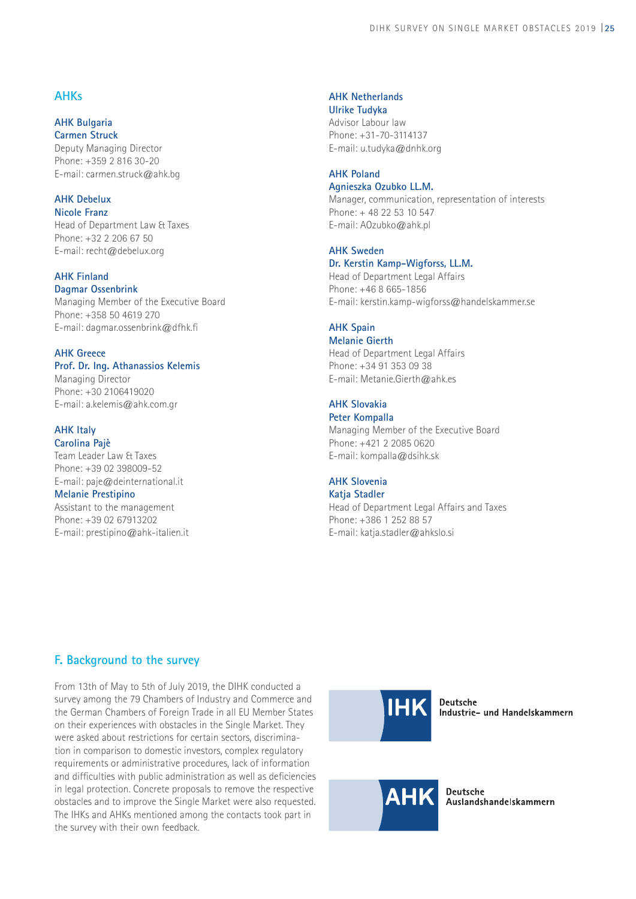## AHKs

**AHK Bulgaria**
**Carmen Struck**
Deputy Managing Director
Phone: +359 2 816 30-20
E-mail: carmen.struck@ahk.bg

**AHK Debelux**
**Nicole Franz**
Head of Department Law & Taxes
Phone: +32 2 206 67 50
E-mail: recht@debelux.org

**AHK Finland**
**Dagmar Ossenbrink**
Managing Member of the Executive Board
Phone: +358 50 4619 270
E-mail: dagmar.ossenbrink@dfhk.fi

**AHK Greece**
**Prof. Dr. Ing. Athanassios Kelemis**
Managing Director
Phone: +30 2106419020
E-mail: a.kelemis@ahk.com.gr

**AHK Italy**
**Carolina Pajè**
Team Leader Law & Taxes
Phone: +39 02 398009-52
E-mail: paje@deinternational.it
**Melanie Prestipino**
Assistant to the management
Phone: +39 02 67913202
E-mail: prestipino@ahk-italien.it

**AHK Netherlands**
**Ulrike Tudyka**
Advisor Labour law
Phone: +31-70-3114137
E-mail: u.tudyka@dnhk.org

**AHK Poland**
**Agnieszka Ozubko LL.M.**
Manager, communication, representation of interests
Phone: + 48 22 53 10 547
E-mail: AOzubko@ahk.pl

**AHK Sweden**
**Dr. Kerstin Kamp-Wigforss, LL.M.**
Head of Department Legal Affairs
Phone: +46 8 665-1856
E-mail: kerstin.kamp-wigforss@handelskammer.se

**AHK Spain**
**Melanie Gierth**
Head of Department Legal Affairs
Phone: +34 91 353 09 38
E-mail: Metanie.Gierth@ahk.es

**AHK Slovakia**
**Peter Kompalla**
Managing Member of the Executive Board
Phone: +421 2 2085 0620
E-mail: kompalla@dsihk.sk

**AHK Slovenia**
**Katja Stadler**
Head of Department Legal Affairs and Taxes
Phone: +386 1 252 88 57
E-mail: katja.stadler@ahkslo.si

## F. Background to the survey

From 13th of May to 5th of July 2019, the DIHK conducted a survey among the 79 Chambers of Industry and Commerce and the German Chambers of Foreign Trade in all EU Member States on their experiences with obstacles in the Single Market. They were asked about restrictions for certain sectors, discrimination in comparison to domestic investors, complex regulatory requirements or administrative procedures, lack of information and difficulties with public administration as well as deficiencies in legal protection. Concrete proposals to remove the respective obstacles and to improve the Single Market were also requested. The IHKs and AHKs mentioned among the contacts took part in the survey with their own feedback.

IHK Deutsche Industrie- und Handelskammern

AHK Deutsche Auslandshandelskammern